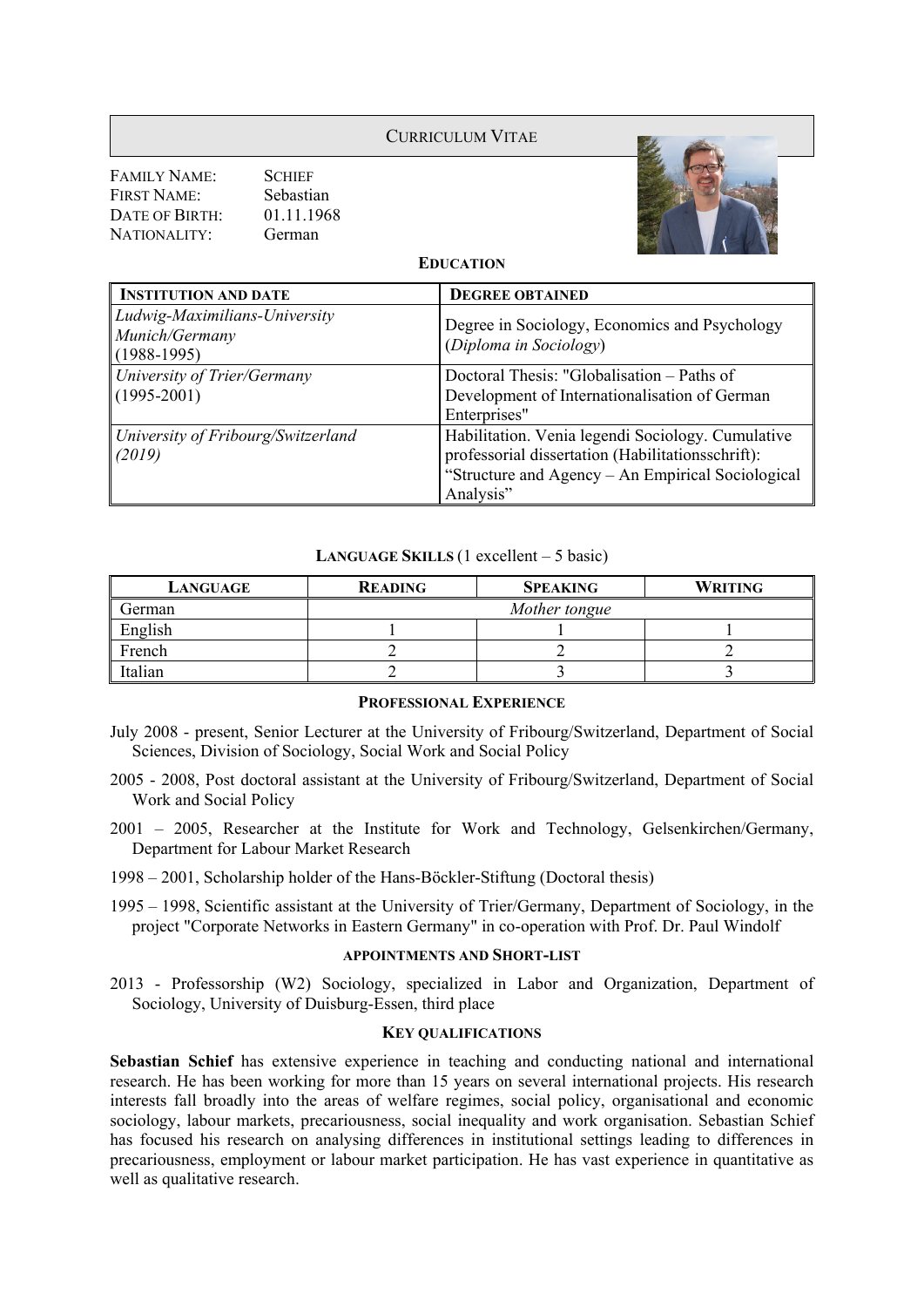# CURRICULUM VITAE

FAMILY NAME: SCHIEF
FIRST NAME: Sebastian
DATE OF BIRTH: 01.11.1968
NATIONALITY: German

## EDUCATION

| INSTITUTION AND DATE | DEGREE OBTAINED |
|---|---|
| *Ludwig-Maximilians-University Munich/Germany (1988-1995)* | Degree in Sociology, Economics and Psychology (*Diploma in Sociology*) |
| *University of Trier/Germany (1995-2001)* | Doctoral Thesis: "Globalisation – Paths of Development of Internationalisation of German Enterprises" |
| *University of Fribourg/Switzerland (2019)* | Habilitation. Venia legendi Sociology. Cumulative professorial dissertation (Habilitationsschrift): "Structure and Agency – An Empirical Sociological Analysis" |

## LANGUAGE SKILLS (1 excellent – 5 basic)

| LANGUAGE | READING | SPEAKING | WRITING |
|---|---|---|---|
| German | *Mother tongue* | | |
| English | 1 | 1 | 1 |
| French | 2 | 2 | 2 |
| Italian | 2 | 3 | 3 |

## PROFESSIONAL EXPERIENCE

July 2008 - present, Senior Lecturer at the University of Fribourg/Switzerland, Department of Social Sciences, Division of Sociology, Social Work and Social Policy

2005 - 2008, Post doctoral assistant at the University of Fribourg/Switzerland, Department of Social Work and Social Policy

2001 – 2005, Researcher at the Institute for Work and Technology, Gelsenkirchen/Germany, Department for Labour Market Research

1998 – 2001, Scholarship holder of the Hans-Böckler-Stiftung (Doctoral thesis)

1995 – 1998, Scientific assistant at the University of Trier/Germany, Department of Sociology, in the project "Corporate Networks in Eastern Germany" in co-operation with Prof. Dr. Paul Windolf

## APPOINTMENTS AND SHORT-LIST

2013 - Professorship (W2) Sociology, specialized in Labor and Organization, Department of Sociology, University of Duisburg-Essen, third place

## KEY QUALIFICATIONS

**Sebastian Schief** has extensive experience in teaching and conducting national and international research. He has been working for more than 15 years on several international projects. His research interests fall broadly into the areas of welfare regimes, social policy, organisational and economic sociology, labour markets, precariousness, social inequality and work organisation. Sebastian Schief has focused his research on analysing differences in institutional settings leading to differences in precariousness, employment or labour market participation. He has vast experience in quantitative as well as qualitative research.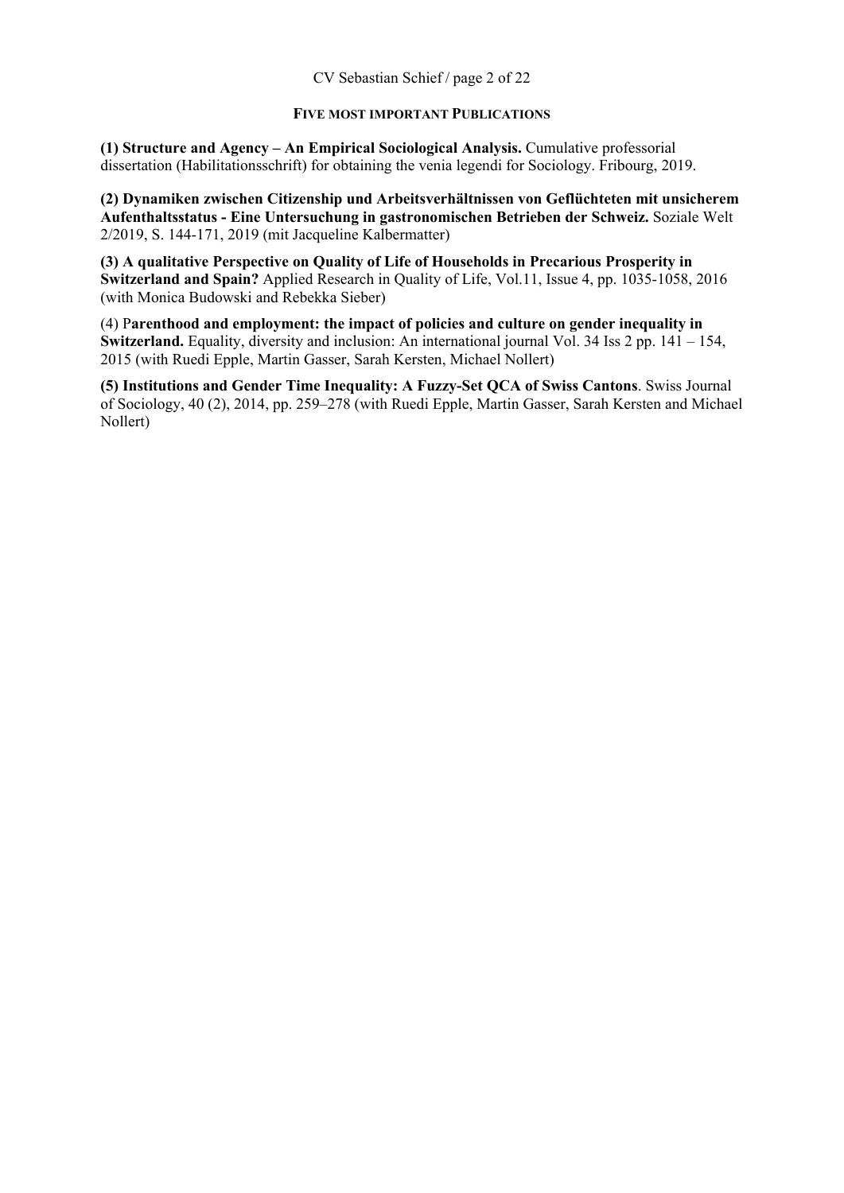## Five most important Publications

**(1) Structure and Agency – An Empirical Sociological Analysis.** Cumulative professorial dissertation (Habilitationsschrift) for obtaining the venia legendi for Sociology. Fribourg, 2019.

**(2) Dynamiken zwischen Citizenship und Arbeitsverhältnissen von Geflüchteten mit unsicherem Aufenthaltsstatus - Eine Untersuchung in gastronomischen Betrieben der Schweiz.** Soziale Welt 2/2019, S. 144-171, 2019 (mit Jacqueline Kalbermatter)

**(3) A qualitative Perspective on Quality of Life of Households in Precarious Prosperity in Switzerland and Spain?** Applied Research in Quality of Life, Vol.11, Issue 4, pp. 1035-1058, 2016 (with Monica Budowski and Rebekka Sieber)

(4) P**arenthood and employment: the impact of policies and culture on gender inequality in Switzerland.** Equality, diversity and inclusion: An international journal Vol. 34 Iss 2 pp. 141 – 154, 2015 (with Ruedi Epple, Martin Gasser, Sarah Kersten, Michael Nollert)

**(5) Institutions and Gender Time Inequality: A Fuzzy-Set QCA of Swiss Cantons**. Swiss Journal of Sociology, 40 (2), 2014, pp. 259–278 (with Ruedi Epple, Martin Gasser, Sarah Kersten and Michael Nollert)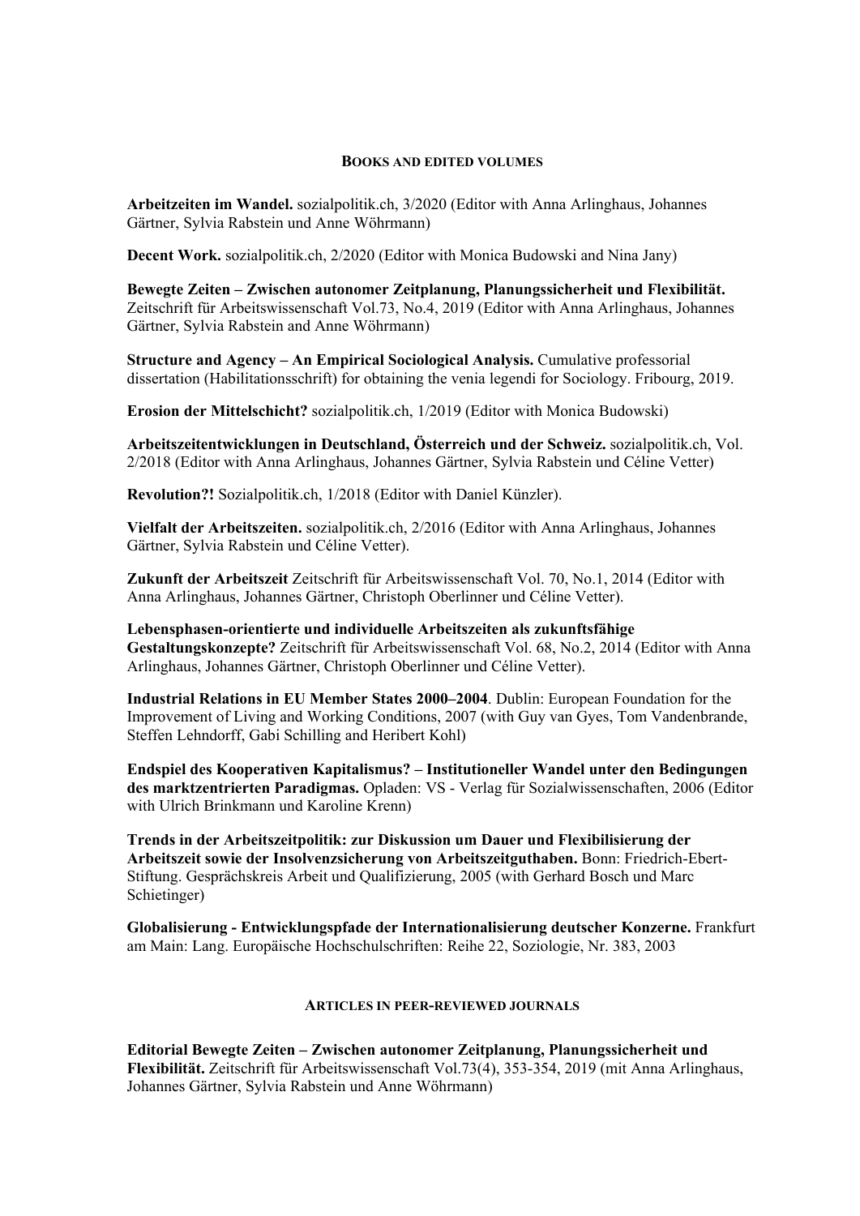## Books and edited volumes

**Arbeitzeiten im Wandel.** sozialpolitik.ch, 3/2020 (Editor with Anna Arlinghaus, Johannes Gärtner, Sylvia Rabstein und Anne Wöhrmann)

**Decent Work.** sozialpolitik.ch, 2/2020 (Editor with Monica Budowski and Nina Jany)

**Bewegte Zeiten – Zwischen autonomer Zeitplanung, Planungssicherheit und Flexibilität.** Zeitschrift für Arbeitswissenschaft Vol.73, No.4, 2019 (Editor with Anna Arlinghaus, Johannes Gärtner, Sylvia Rabstein and Anne Wöhrmann)

**Structure and Agency – An Empirical Sociological Analysis.** Cumulative professorial dissertation (Habilitationsschrift) for obtaining the venia legendi for Sociology. Fribourg, 2019.

**Erosion der Mittelschicht?** sozialpolitik.ch, 1/2019 (Editor with Monica Budowski)

**Arbeitszeitentwicklungen in Deutschland, Österreich und der Schweiz.** sozialpolitik.ch, Vol. 2/2018 (Editor with Anna Arlinghaus, Johannes Gärtner, Sylvia Rabstein und Céline Vetter)

**Revolution?!** Sozialpolitik.ch, 1/2018 (Editor with Daniel Künzler).

**Vielfalt der Arbeitszeiten.** sozialpolitik.ch, 2/2016 (Editor with Anna Arlinghaus, Johannes Gärtner, Sylvia Rabstein und Céline Vetter).

**Zukunft der Arbeitszeit** Zeitschrift für Arbeitswissenschaft Vol. 70, No.1, 2014 (Editor with Anna Arlinghaus, Johannes Gärtner, Christoph Oberlinner und Céline Vetter).

**Lebensphasen-orientierte und individuelle Arbeitszeiten als zukunftsfähige Gestaltungskonzepte?** Zeitschrift für Arbeitswissenschaft Vol. 68, No.2, 2014 (Editor with Anna Arlinghaus, Johannes Gärtner, Christoph Oberlinner und Céline Vetter).

**Industrial Relations in EU Member States 2000–2004**. Dublin: European Foundation for the Improvement of Living and Working Conditions, 2007 (with Guy van Gyes, Tom Vandenbrande, Steffen Lehndorff, Gabi Schilling and Heribert Kohl)

**Endspiel des Kooperativen Kapitalismus? – Institutioneller Wandel unter den Bedingungen des marktzentrierten Paradigmas.** Opladen: VS - Verlag für Sozialwissenschaften, 2006 (Editor with Ulrich Brinkmann und Karoline Krenn)

**Trends in der Arbeitszeitpolitik: zur Diskussion um Dauer und Flexibilisierung der Arbeitszeit sowie der Insolvenzsicherung von Arbeitszeitguthaben.** Bonn: Friedrich-Ebert-Stiftung. Gesprächskreis Arbeit und Qualifizierung, 2005 (with Gerhard Bosch und Marc Schietinger)

**Globalisierung - Entwicklungspfade der Internationalisierung deutscher Konzerne.** Frankfurt am Main: Lang. Europäische Hochschulschriften: Reihe 22, Soziologie, Nr. 383, 2003

## Articles in peer-reviewed journals

**Editorial Bewegte Zeiten – Zwischen autonomer Zeitplanung, Planungssicherheit und Flexibilität.** Zeitschrift für Arbeitswissenschaft Vol.73(4), 353-354, 2019 (mit Anna Arlinghaus, Johannes Gärtner, Sylvia Rabstein und Anne Wöhrmann)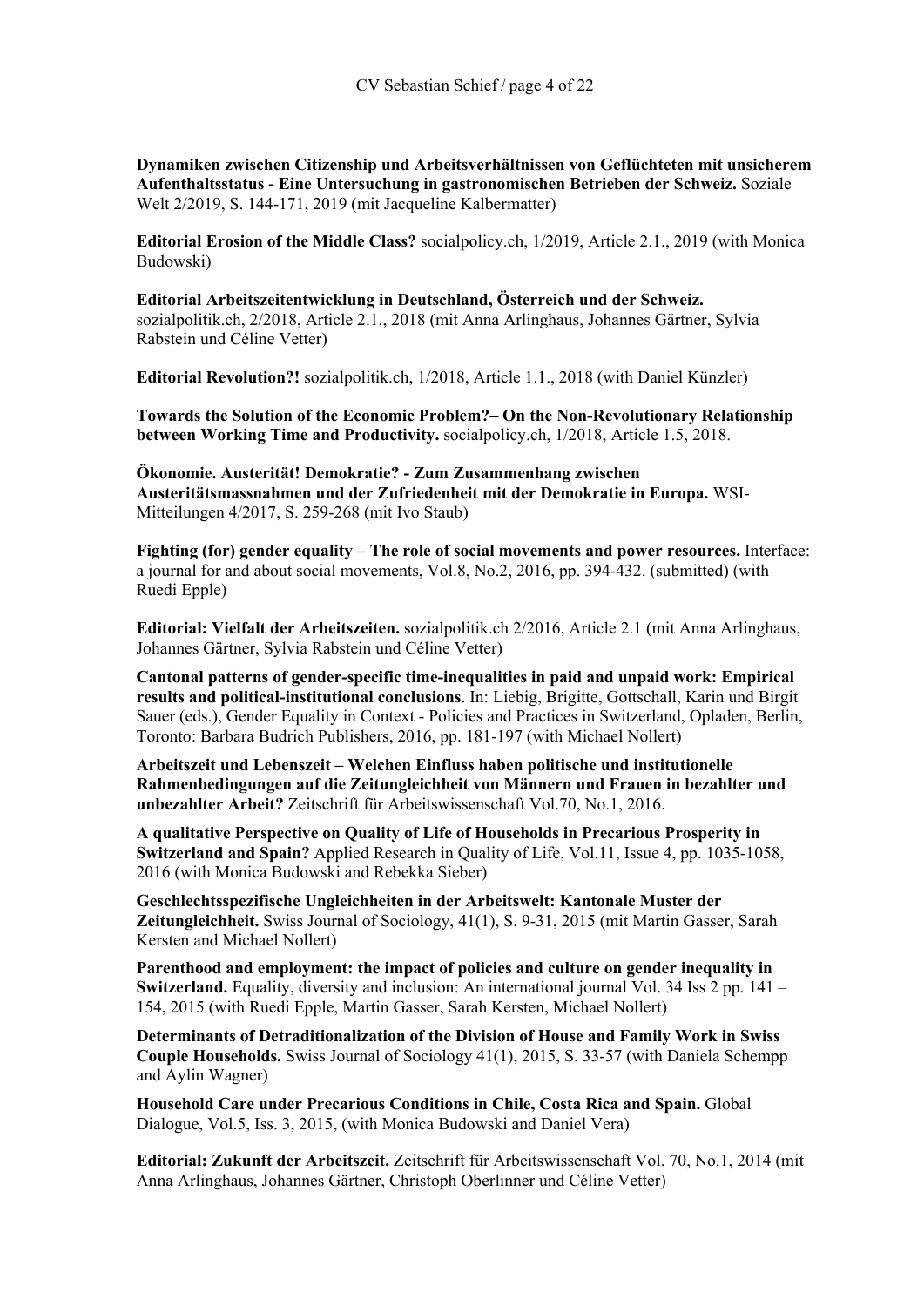**Dynamiken zwischen Citizenship und Arbeitsverhältnissen von Geflüchteten mit unsicherem Aufenthaltsstatus - Eine Untersuchung in gastronomischen Betrieben der Schweiz.** Soziale Welt 2/2019, S. 144-171, 2019 (mit Jacqueline Kalbermatter)

**Editorial Erosion of the Middle Class?** socialpolicy.ch, 1/2019, Article 2.1., 2019 (with Monica Budowski)

**Editorial Arbeitszeitentwicklung in Deutschland, Österreich und der Schweiz.** sozialpolitik.ch, 2/2018, Article 2.1., 2018 (mit Anna Arlinghaus, Johannes Gärtner, Sylvia Rabstein und Céline Vetter)

**Editorial Revolution?!** sozialpolitik.ch, 1/2018, Article 1.1., 2018 (with Daniel Künzler)

**Towards the Solution of the Economic Problem?– On the Non-Revolutionary Relationship between Working Time and Productivity.** socialpolicy.ch, 1/2018, Article 1.5, 2018.

**Ökonomie. Austerität! Demokratie? - Zum Zusammenhang zwischen Austeritätsmassnahmen und der Zufriedenheit mit der Demokratie in Europa.** WSI-Mitteilungen 4/2017, S. 259-268 (mit Ivo Staub)

**Fighting (for) gender equality – The role of social movements and power resources.** Interface: a journal for and about social movements, Vol.8, No.2, 2016, pp. 394-432. (submitted) (with Ruedi Epple)

**Editorial: Vielfalt der Arbeitszeiten.** sozialpolitik.ch 2/2016, Article 2.1 (mit Anna Arlinghaus, Johannes Gärtner, Sylvia Rabstein und Céline Vetter)

**Cantonal patterns of gender-specific time-inequalities in paid and unpaid work: Empirical results and political-institutional conclusions**. In: Liebig, Brigitte, Gottschall, Karin und Birgit Sauer (eds.), Gender Equality in Context - Policies and Practices in Switzerland, Opladen, Berlin, Toronto: Barbara Budrich Publishers, 2016, pp. 181-197 (with Michael Nollert)

**Arbeitszeit und Lebenszeit – Welchen Einfluss haben politische und institutionelle Rahmenbedingungen auf die Zeitungleichheit von Männern und Frauen in bezahlter und unbezahlter Arbeit?** Zeitschrift für Arbeitswissenschaft Vol.70, No.1, 2016.

**A qualitative Perspective on Quality of Life of Households in Precarious Prosperity in Switzerland and Spain?** Applied Research in Quality of Life, Vol.11, Issue 4, pp. 1035-1058, 2016 (with Monica Budowski and Rebekka Sieber)

**Geschlechtsspezifische Ungleichheiten in der Arbeitswelt: Kantonale Muster der Zeitungleichheit.** Swiss Journal of Sociology, 41(1), S. 9-31, 2015 (mit Martin Gasser, Sarah Kersten and Michael Nollert)

**Parenthood and employment: the impact of policies and culture on gender inequality in Switzerland.** Equality, diversity and inclusion: An international journal Vol. 34 Iss 2 pp. 141 – 154, 2015 (with Ruedi Epple, Martin Gasser, Sarah Kersten, Michael Nollert)

**Determinants of Detraditionalization of the Division of House and Family Work in Swiss Couple Households.** Swiss Journal of Sociology 41(1), 2015, S. 33-57 (with Daniela Schempp and Aylin Wagner)

**Household Care under Precarious Conditions in Chile, Costa Rica and Spain.** Global Dialogue, Vol.5, Iss. 3, 2015, (with Monica Budowski and Daniel Vera)

**Editorial: Zukunft der Arbeitszeit.** Zeitschrift für Arbeitswissenschaft Vol. 70, No.1, 2014 (mit Anna Arlinghaus, Johannes Gärtner, Christoph Oberlinner und Céline Vetter)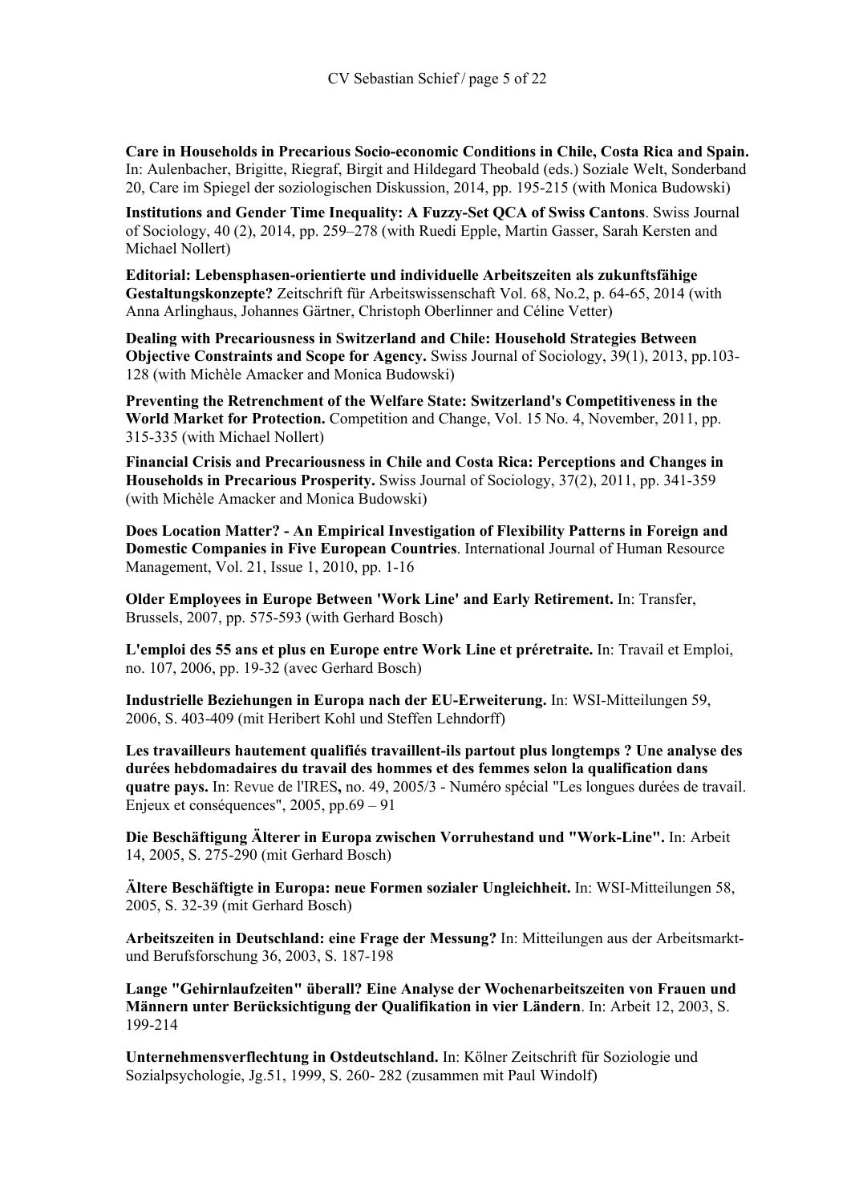**Care in Households in Precarious Socio-economic Conditions in Chile, Costa Rica and Spain.** In: Aulenbacher, Brigitte, Riegraf, Birgit and Hildegard Theobald (eds.) Soziale Welt, Sonderband 20, Care im Spiegel der soziologischen Diskussion, 2014, pp. 195-215 (with Monica Budowski)

**Institutions and Gender Time Inequality: A Fuzzy-Set QCA of Swiss Cantons**. Swiss Journal of Sociology, 40 (2), 2014, pp. 259–278 (with Ruedi Epple, Martin Gasser, Sarah Kersten and Michael Nollert)

**Editorial: Lebensphasen-orientierte und individuelle Arbeitszeiten als zukunftsfähige Gestaltungskonzepte?** Zeitschrift für Arbeitswissenschaft Vol. 68, No.2, p. 64-65, 2014 (with Anna Arlinghaus, Johannes Gärtner, Christoph Oberlinner and Céline Vetter)

**Dealing with Precariousness in Switzerland and Chile: Household Strategies Between Objective Constraints and Scope for Agency.** Swiss Journal of Sociology, 39(1), 2013, pp.103-128 (with Michèle Amacker and Monica Budowski)

**Preventing the Retrenchment of the Welfare State: Switzerland's Competitiveness in the World Market for Protection.** Competition and Change, Vol. 15 No. 4, November, 2011, pp. 315-335 (with Michael Nollert)

**Financial Crisis and Precariousness in Chile and Costa Rica: Perceptions and Changes in Households in Precarious Prosperity.** Swiss Journal of Sociology, 37(2), 2011, pp. 341-359 (with Michèle Amacker and Monica Budowski)

**Does Location Matter? - An Empirical Investigation of Flexibility Patterns in Foreign and Domestic Companies in Five European Countries**. International Journal of Human Resource Management, Vol. 21, Issue 1, 2010, pp. 1-16

**Older Employees in Europe Between 'Work Line' and Early Retirement.** In: Transfer, Brussels, 2007, pp. 575-593 (with Gerhard Bosch)

**L'emploi des 55 ans et plus en Europe entre Work Line et préretraite.** In: Travail et Emploi, no. 107, 2006, pp. 19-32 (avec Gerhard Bosch)

**Industrielle Beziehungen in Europa nach der EU-Erweiterung.** In: WSI-Mitteilungen 59, 2006, S. 403-409 (mit Heribert Kohl und Steffen Lehndorff)

**Les travailleurs hautement qualifiés travaillent-ils partout plus longtemps ? Une analyse des durées hebdomadaires du travail des hommes et des femmes selon la qualification dans quatre pays.** In: Revue de l'IRES**,** no. 49, 2005/3 - Numéro spécial "Les longues durées de travail. Enjeux et conséquences", 2005, pp.69 – 91

**Die Beschäftigung Älterer in Europa zwischen Vorruhestand und "Work-Line".** In: Arbeit 14, 2005, S. 275-290 (mit Gerhard Bosch)

**Ältere Beschäftigte in Europa: neue Formen sozialer Ungleichheit.** In: WSI-Mitteilungen 58, 2005, S. 32-39 (mit Gerhard Bosch)

**Arbeitszeiten in Deutschland: eine Frage der Messung?** In: Mitteilungen aus der Arbeitsmarkt- und Berufsforschung 36, 2003, S. 187-198

**Lange "Gehirnlaufzeiten" überall? Eine Analyse der Wochenarbeitszeiten von Frauen und Männern unter Berücksichtigung der Qualifikation in vier Ländern**. In: Arbeit 12, 2003, S. 199-214

**Unternehmensverflechtung in Ostdeutschland.** In: Kölner Zeitschrift für Soziologie und Sozialpsychologie, Jg.51, 1999, S. 260- 282 (zusammen mit Paul Windolf)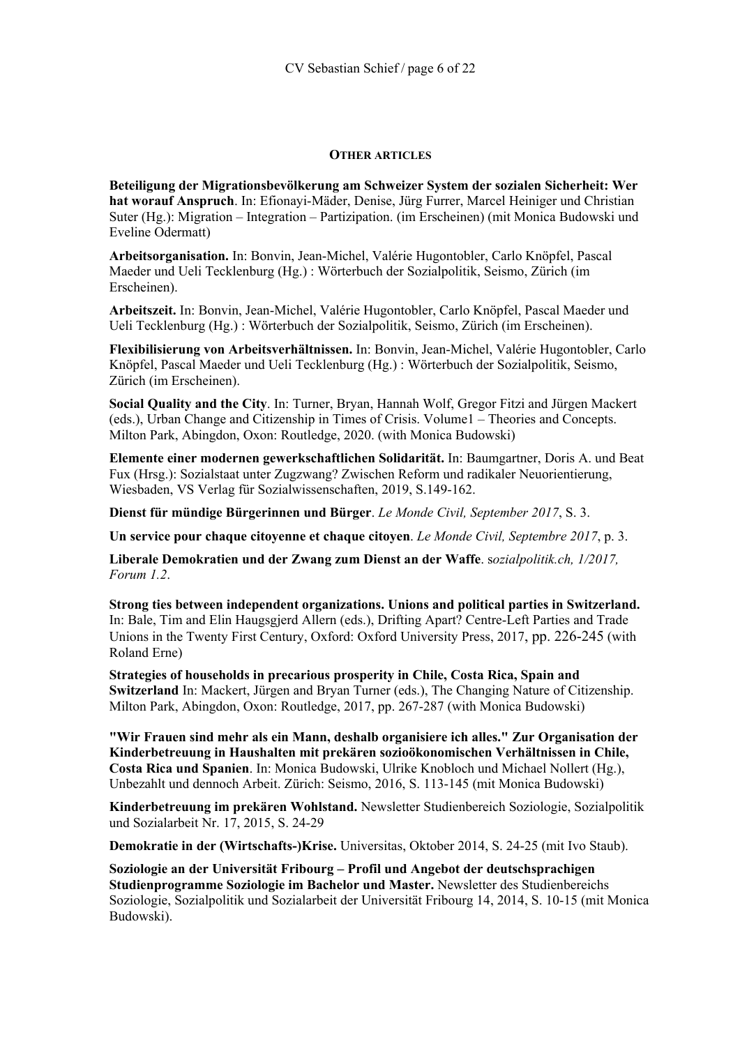### OTHER ARTICLES

**Beteiligung der Migrationsbevölkerung am Schweizer System der sozialen Sicherheit: Wer hat worauf Anspruch**. In: Efionayi-Mäder, Denise, Jürg Furrer, Marcel Heiniger und Christian Suter (Hg.): Migration – Integration – Partizipation. (im Erscheinen) (mit Monica Budowski und Eveline Odermatt)

**Arbeitsorganisation.** In: Bonvin, Jean-Michel, Valérie Hugontobler, Carlo Knöpfel, Pascal Maeder und Ueli Tecklenburg (Hg.) : Wörterbuch der Sozialpolitik, Seismo, Zürich (im Erscheinen).

**Arbeitszeit.** In: Bonvin, Jean-Michel, Valérie Hugontobler, Carlo Knöpfel, Pascal Maeder und Ueli Tecklenburg (Hg.) : Wörterbuch der Sozialpolitik, Seismo, Zürich (im Erscheinen).

**Flexibilisierung von Arbeitsverhältnissen.** In: Bonvin, Jean-Michel, Valérie Hugontobler, Carlo Knöpfel, Pascal Maeder und Ueli Tecklenburg (Hg.) : Wörterbuch der Sozialpolitik, Seismo, Zürich (im Erscheinen).

**Social Quality and the City**. In: Turner, Bryan, Hannah Wolf, Gregor Fitzi and Jürgen Mackert (eds.), Urban Change and Citizenship in Times of Crisis. Volume1 – Theories and Concepts. Milton Park, Abingdon, Oxon: Routledge, 2020. (with Monica Budowski)

**Elemente einer modernen gewerkschaftlichen Solidarität.** In: Baumgartner, Doris A. und Beat Fux (Hrsg.): Sozialstaat unter Zugzwang? Zwischen Reform und radikaler Neuorientierung, Wiesbaden, VS Verlag für Sozialwissenschaften, 2019, S.149-162.

**Dienst für mündige Bürgerinnen und Bürger**. *Le Monde Civil, September 2017*, S. 3.

**Un service pour chaque citoyenne et chaque citoyen**. *Le Monde Civil, Septembre 2017*, p. 3.

**Liberale Demokratien und der Zwang zum Dienst an der Waffe**. s*ozialpolitik.ch, 1/2017, Forum 1.2*.

**Strong ties between independent organizations. Unions and political parties in Switzerland.** In: Bale, Tim and Elin Haugsgjerd Allern (eds.), Drifting Apart? Centre-Left Parties and Trade Unions in the Twenty First Century, Oxford: Oxford University Press, 2017, pp. 226-245 (with Roland Erne)

**Strategies of households in precarious prosperity in Chile, Costa Rica, Spain and Switzerland** In: Mackert, Jürgen and Bryan Turner (eds.), The Changing Nature of Citizenship. Milton Park, Abingdon, Oxon: Routledge, 2017, pp. 267-287 (with Monica Budowski)

**"Wir Frauen sind mehr als ein Mann, deshalb organisiere ich alles." Zur Organisation der Kinderbetreuung in Haushalten mit prekären sozioökonomischen Verhältnissen in Chile, Costa Rica und Spanien**. In: Monica Budowski, Ulrike Knobloch und Michael Nollert (Hg.), Unbezahlt und dennoch Arbeit. Zürich: Seismo, 2016, S. 113-145 (mit Monica Budowski)

**Kinderbetreuung im prekären Wohlstand.** Newsletter Studienbereich Soziologie, Sozialpolitik und Sozialarbeit Nr. 17, 2015, S. 24-29

**Demokratie in der (Wirtschafts-)Krise.** Universitas, Oktober 2014, S. 24-25 (mit Ivo Staub).

**Soziologie an der Universität Fribourg – Profil und Angebot der deutschsprachigen Studienprogramme Soziologie im Bachelor und Master.** Newsletter des Studienbereichs Soziologie, Sozialpolitik und Sozialarbeit der Universität Fribourg 14, 2014, S. 10-15 (mit Monica Budowski).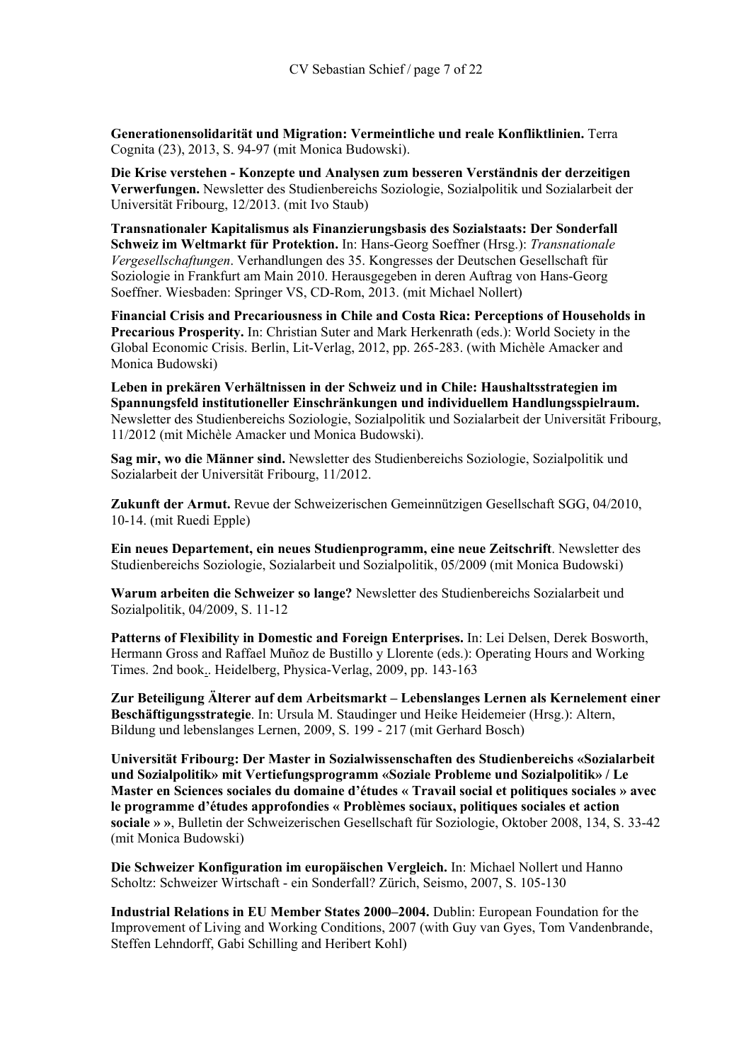**Generationensolidarität und Migration: Vermeintliche und reale Konfliktlinien.** Terra Cognita (23), 2013, S. 94-97 (mit Monica Budowski).

**Die Krise verstehen - Konzepte und Analysen zum besseren Verständnis der derzeitigen Verwerfungen.** Newsletter des Studienbereichs Soziologie, Sozialpolitik und Sozialarbeit der Universität Fribourg, 12/2013. (mit Ivo Staub)

**Transnationaler Kapitalismus als Finanzierungsbasis des Sozialstaats: Der Sonderfall Schweiz im Weltmarkt für Protektion.** In: Hans-Georg Soeffner (Hrsg.): *Transnationale Vergesellschaftungen*. Verhandlungen des 35. Kongresses der Deutschen Gesellschaft für Soziologie in Frankfurt am Main 2010. Herausgegeben in deren Auftrag von Hans-Georg Soeffner. Wiesbaden: Springer VS, CD-Rom, 2013. (mit Michael Nollert)

**Financial Crisis and Precariousness in Chile and Costa Rica: Perceptions of Households in Precarious Prosperity.** In: Christian Suter and Mark Herkenrath (eds.): World Society in the Global Economic Crisis. Berlin, Lit-Verlag, 2012, pp. 265-283. (with Michèle Amacker and Monica Budowski)

**Leben in prekären Verhältnissen in der Schweiz und in Chile: Haushaltsstrategien im Spannungsfeld institutioneller Einschränkungen und individuellem Handlungsspielraum.** Newsletter des Studienbereichs Soziologie, Sozialpolitik und Sozialarbeit der Universität Fribourg, 11/2012 (mit Michèle Amacker und Monica Budowski).

**Sag mir, wo die Männer sind.** Newsletter des Studienbereichs Soziologie, Sozialpolitik und Sozialarbeit der Universität Fribourg, 11/2012.

**Zukunft der Armut.** Revue der Schweizerischen Gemeinnützigen Gesellschaft SGG, 04/2010, 10-14. (mit Ruedi Epple)

**Ein neues Departement, ein neues Studienprogramm, eine neue Zeitschrift**. Newsletter des Studienbereichs Soziologie, Sozialarbeit und Sozialpolitik, 05/2009 (mit Monica Budowski)

**Warum arbeiten die Schweizer so lange?** Newsletter des Studienbereichs Sozialarbeit und Sozialpolitik, 04/2009, S. 11-12

**Patterns of Flexibility in Domestic and Foreign Enterprises.** In: Lei Delsen, Derek Bosworth, Hermann Gross and Raffael Muñoz de Bustillo y Llorente (eds.): Operating Hours and Working Times. 2nd book.. Heidelberg, Physica-Verlag, 2009, pp. 143-163

**Zur Beteiligung Älterer auf dem Arbeitsmarkt – Lebenslanges Lernen als Kernelement einer Beschäftigungsstrategie**. In: Ursula M. Staudinger und Heike Heidemeier (Hrsg.): Altern, Bildung und lebenslanges Lernen, 2009, S. 199 - 217 (mit Gerhard Bosch)

**Universität Fribourg: Der Master in Sozialwissenschaften des Studienbereichs «Sozialarbeit und Sozialpolitik» mit Vertiefungsprogramm «Soziale Probleme und Sozialpolitik» / Le Master en Sciences sociales du domaine d'études « Travail social et politiques sociales » avec le programme d'études approfondies « Problèmes sociaux, politiques sociales et action sociale » »**, Bulletin der Schweizerischen Gesellschaft für Soziologie, Oktober 2008, 134, S. 33-42 (mit Monica Budowski)

**Die Schweizer Konfiguration im europäischen Vergleich.** In: Michael Nollert und Hanno Scholtz: Schweizer Wirtschaft - ein Sonderfall? Zürich, Seismo, 2007, S. 105-130

**Industrial Relations in EU Member States 2000–2004.** Dublin: European Foundation for the Improvement of Living and Working Conditions, 2007 (with Guy van Gyes, Tom Vandenbrande, Steffen Lehndorff, Gabi Schilling and Heribert Kohl)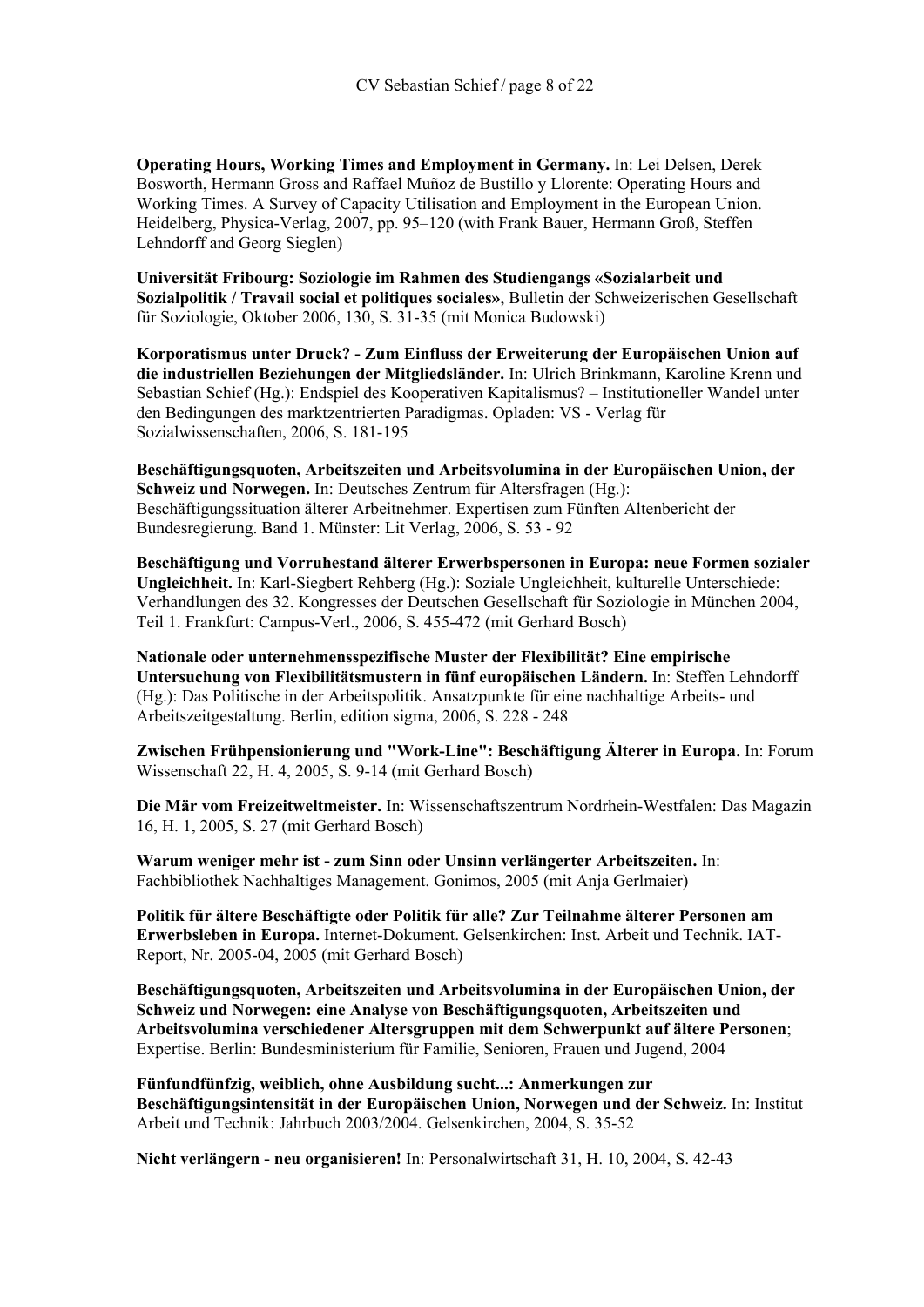**Operating Hours, Working Times and Employment in Germany.** In: Lei Delsen, Derek Bosworth, Hermann Gross and Raffael Muñoz de Bustillo y Llorente: Operating Hours and Working Times. A Survey of Capacity Utilisation and Employment in the European Union. Heidelberg, Physica-Verlag, 2007, pp. 95–120 (with Frank Bauer, Hermann Groß, Steffen Lehndorff and Georg Sieglen)

**Universität Fribourg: Soziologie im Rahmen des Studiengangs «Sozialarbeit und Sozialpolitik / Travail social et politiques sociales»**, Bulletin der Schweizerischen Gesellschaft für Soziologie, Oktober 2006, 130, S. 31-35 (mit Monica Budowski)

**Korporatismus unter Druck? - Zum Einfluss der Erweiterung der Europäischen Union auf die industriellen Beziehungen der Mitgliedsländer.** In: Ulrich Brinkmann, Karoline Krenn und Sebastian Schief (Hg.): Endspiel des Kooperativen Kapitalismus? – Institutioneller Wandel unter den Bedingungen des marktzentrierten Paradigmas. Opladen: VS - Verlag für Sozialwissenschaften, 2006, S. 181-195

**Beschäftigungsquoten, Arbeitszeiten und Arbeitsvolumina in der Europäischen Union, der Schweiz und Norwegen.** In: Deutsches Zentrum für Altersfragen (Hg.): Beschäftigungssituation älterer Arbeitnehmer. Expertisen zum Fünften Altenbericht der Bundesregierung. Band 1. Münster: Lit Verlag, 2006, S. 53 - 92

**Beschäftigung und Vorruhestand älterer Erwerbspersonen in Europa: neue Formen sozialer Ungleichheit.** In: Karl-Siegbert Rehberg (Hg.): Soziale Ungleichheit, kulturelle Unterschiede: Verhandlungen des 32. Kongresses der Deutschen Gesellschaft für Soziologie in München 2004, Teil 1. Frankfurt: Campus-Verl., 2006, S. 455-472 (mit Gerhard Bosch)

**Nationale oder unternehmensspezifische Muster der Flexibilität? Eine empirische Untersuchung von Flexibilitätsmustern in fünf europäischen Ländern.** In: Steffen Lehndorff (Hg.): Das Politische in der Arbeitspolitik. Ansatzpunkte für eine nachhaltige Arbeits- und Arbeitszeitgestaltung. Berlin, edition sigma, 2006, S. 228 - 248

**Zwischen Frühpensionierung und "Work-Line": Beschäftigung Älterer in Europa.** In: Forum Wissenschaft 22, H. 4, 2005, S. 9-14 (mit Gerhard Bosch)

**Die Mär vom Freizeitweltmeister.** In: Wissenschaftszentrum Nordrhein-Westfalen: Das Magazin 16, H. 1, 2005, S. 27 (mit Gerhard Bosch)

**Warum weniger mehr ist - zum Sinn oder Unsinn verlängerter Arbeitszeiten.** In: Fachbibliothek Nachhaltiges Management. Gonimos, 2005 (mit Anja Gerlmaier)

**Politik für ältere Beschäftigte oder Politik für alle? Zur Teilnahme älterer Personen am Erwerbsleben in Europa.** Internet-Dokument. Gelsenkirchen: Inst. Arbeit und Technik. IAT-Report, Nr. 2005-04, 2005 (mit Gerhard Bosch)

**Beschäftigungsquoten, Arbeitszeiten und Arbeitsvolumina in der Europäischen Union, der Schweiz und Norwegen: eine Analyse von Beschäftigungsquoten, Arbeitszeiten und Arbeitsvolumina verschiedener Altersgruppen mit dem Schwerpunkt auf ältere Personen**; Expertise. Berlin: Bundesministerium für Familie, Senioren, Frauen und Jugend, 2004

**Fünfundfünfzig, weiblich, ohne Ausbildung sucht...: Anmerkungen zur Beschäftigungsintensität in der Europäischen Union, Norwegen und der Schweiz.** In: Institut Arbeit und Technik: Jahrbuch 2003/2004. Gelsenkirchen, 2004, S. 35-52

**Nicht verlängern - neu organisieren!** In: Personalwirtschaft 31, H. 10, 2004, S. 42-43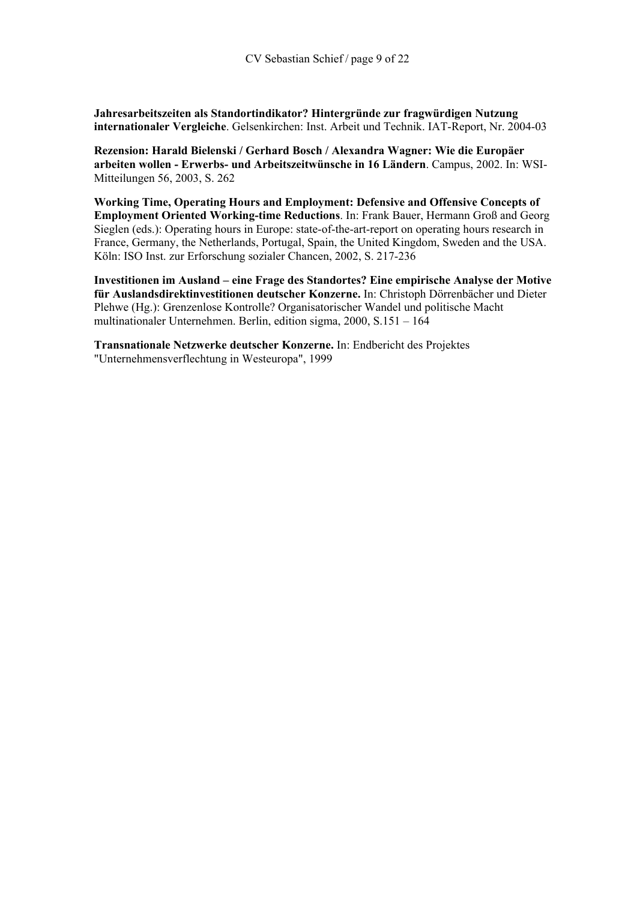**Jahresarbeitszeiten als Standortindikator? Hintergründe zur fragwürdigen Nutzung internationaler Vergleiche**. Gelsenkirchen: Inst. Arbeit und Technik. IAT-Report, Nr. 2004-03

**Rezension: Harald Bielenski / Gerhard Bosch / Alexandra Wagner: Wie die Europäer arbeiten wollen - Erwerbs- und Arbeitszeitwünsche in 16 Ländern**. Campus, 2002. In: WSI-Mitteilungen 56, 2003, S. 262

**Working Time, Operating Hours and Employment: Defensive and Offensive Concepts of Employment Oriented Working-time Reductions**. In: Frank Bauer, Hermann Groß and Georg Sieglen (eds.): Operating hours in Europe: state-of-the-art-report on operating hours research in France, Germany, the Netherlands, Portugal, Spain, the United Kingdom, Sweden and the USA. Köln: ISO Inst. zur Erforschung sozialer Chancen, 2002, S. 217-236

**Investitionen im Ausland – eine Frage des Standortes? Eine empirische Analyse der Motive für Auslandsdirektinvestitionen deutscher Konzerne.** In: Christoph Dörrenbächer und Dieter Plehwe (Hg.): Grenzenlose Kontrolle? Organisatorischer Wandel und politische Macht multinationaler Unternehmen. Berlin, edition sigma, 2000, S.151 – 164

**Transnationale Netzwerke deutscher Konzerne.** In: Endbericht des Projektes "Unternehmensverflechtung in Westeuropa", 1999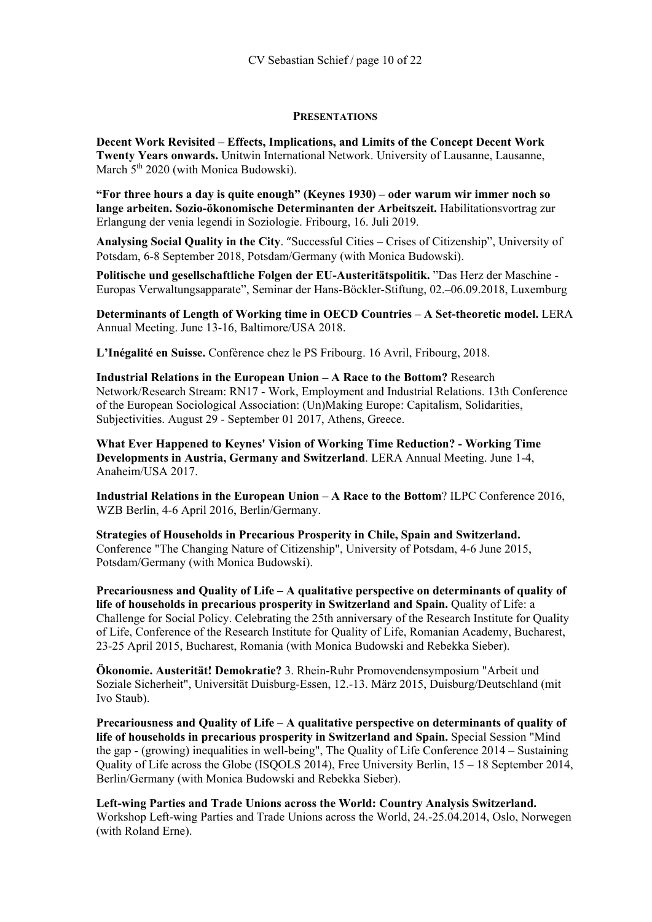## PRESENTATIONS

**Decent Work Revisited – Effects, Implications, and Limits of the Concept Decent Work Twenty Years onwards.** Unitwin International Network. University of Lausanne, Lausanne, March 5th 2020 (with Monica Budowski).

**"For three hours a day is quite enough" (Keynes 1930) – oder warum wir immer noch so lange arbeiten. Sozio-ökonomische Determinanten der Arbeitszeit.** Habilitationsvortrag zur Erlangung der venia legendi in Soziologie. Fribourg, 16. Juli 2019.

**Analysing Social Quality in the City**. "Successful Cities – Crises of Citizenship", University of Potsdam, 6-8 September 2018, Potsdam/Germany (with Monica Budowski).

**Politische und gesellschaftliche Folgen der EU-Austeritätspolitik.** "Das Herz der Maschine - Europas Verwaltungsapparate", Seminar der Hans-Böckler-Stiftung, 02.–06.09.2018, Luxemburg

**Determinants of Length of Working time in OECD Countries – A Set-theoretic model.** LERA Annual Meeting. June 13-16, Baltimore/USA 2018.

**L'Inégalité en Suisse.** Confèrence chez le PS Fribourg. 16 Avril, Fribourg, 2018.

**Industrial Relations in the European Union – A Race to the Bottom?** Research Network/Research Stream: RN17 - Work, Employment and Industrial Relations. 13th Conference of the European Sociological Association: (Un)Making Europe: Capitalism, Solidarities, Subjectivities. August 29 - September 01 2017, Athens, Greece.

**What Ever Happened to Keynes' Vision of Working Time Reduction? - Working Time Developments in Austria, Germany and Switzerland**. LERA Annual Meeting. June 1-4, Anaheim/USA 2017.

**Industrial Relations in the European Union – A Race to the Bottom**? ILPC Conference 2016, WZB Berlin, 4-6 April 2016, Berlin/Germany.

**Strategies of Households in Precarious Prosperity in Chile, Spain and Switzerland.** Conference "The Changing Nature of Citizenship", University of Potsdam, 4-6 June 2015, Potsdam/Germany (with Monica Budowski).

**Precariousness and Quality of Life – A qualitative perspective on determinants of quality of life of households in precarious prosperity in Switzerland and Spain.** Quality of Life: a Challenge for Social Policy. Celebrating the 25th anniversary of the Research Institute for Quality of Life, Conference of the Research Institute for Quality of Life, Romanian Academy, Bucharest, 23-25 April 2015, Bucharest, Romania (with Monica Budowski and Rebekka Sieber).

**Ökonomie. Austerität! Demokratie?** 3. Rhein-Ruhr Promovendensymposium "Arbeit und Soziale Sicherheit", Universität Duisburg-Essen, 12.-13. März 2015, Duisburg/Deutschland (mit Ivo Staub).

**Precariousness and Quality of Life – A qualitative perspective on determinants of quality of life of households in precarious prosperity in Switzerland and Spain.** Special Session "Mind the gap - (growing) inequalities in well-being", The Quality of Life Conference 2014 – Sustaining Quality of Life across the Globe (ISQOLS 2014), Free University Berlin, 15 – 18 September 2014, Berlin/Germany (with Monica Budowski and Rebekka Sieber).

**Left-wing Parties and Trade Unions across the World: Country Analysis Switzerland.** Workshop Left-wing Parties and Trade Unions across the World, 24.-25.04.2014, Oslo, Norwegen (with Roland Erne).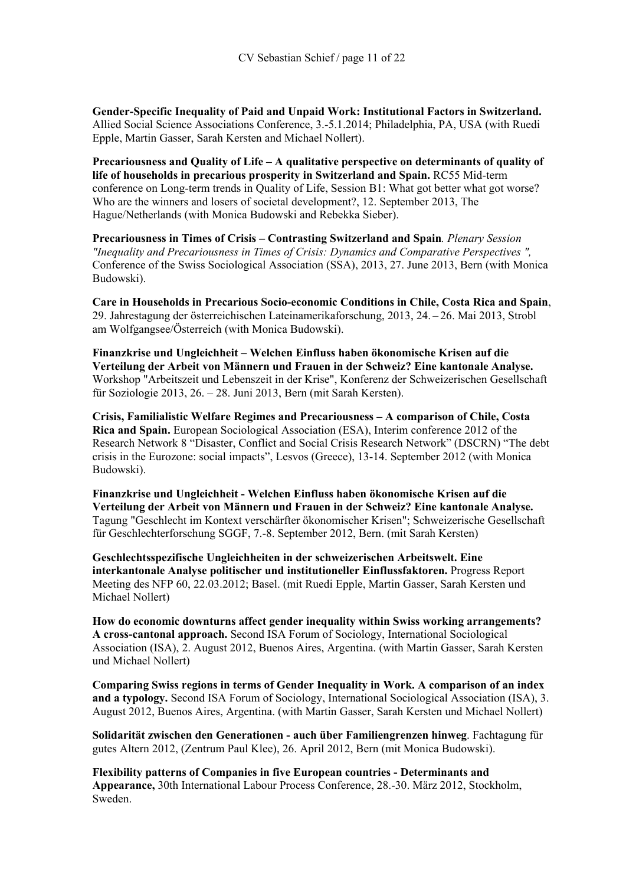**Gender-Specific Inequality of Paid and Unpaid Work: Institutional Factors in Switzerland.** Allied Social Science Associations Conference, 3.-5.1.2014; Philadelphia, PA, USA (with Ruedi Epple, Martin Gasser, Sarah Kersten and Michael Nollert).

**Precariousness and Quality of Life – A qualitative perspective on determinants of quality of life of households in precarious prosperity in Switzerland and Spain.** RC55 Mid-term conference on Long-term trends in Quality of Life, Session B1: What got better what got worse? Who are the winners and losers of societal development?, 12. September 2013, The Hague/Netherlands (with Monica Budowski and Rebekka Sieber).

**Precariousness in Times of Crisis – Contrasting Switzerland and Spain***. Plenary Session "Inequality and Precariousness in Times of Crisis: Dynamics and Comparative Perspectives ",* Conference of the Swiss Sociological Association (SSA), 2013, 27. June 2013, Bern (with Monica Budowski).

**Care in Households in Precarious Socio-economic Conditions in Chile, Costa Rica and Spain**, 29. Jahrestagung der österreichischen Lateinamerikaforschung, 2013, 24. – 26. Mai 2013, Strobl am Wolfgangsee/Österreich (with Monica Budowski).

**Finanzkrise und Ungleichheit – Welchen Einfluss haben ökonomische Krisen auf die Verteilung der Arbeit von Männern und Frauen in der Schweiz? Eine kantonale Analyse.** Workshop "Arbeitszeit und Lebenszeit in der Krise", Konferenz der Schweizerischen Gesellschaft für Soziologie 2013, 26. – 28. Juni 2013, Bern (mit Sarah Kersten).

**Crisis, Familialistic Welfare Regimes and Precariousness – A comparison of Chile, Costa Rica and Spain.** European Sociological Association (ESA), Interim conference 2012 of the Research Network 8 "Disaster, Conflict and Social Crisis Research Network" (DSCRN) "The debt crisis in the Eurozone: social impacts", Lesvos (Greece), 13-14. September 2012 (with Monica Budowski).

**Finanzkrise und Ungleichheit - Welchen Einfluss haben ökonomische Krisen auf die Verteilung der Arbeit von Männern und Frauen in der Schweiz? Eine kantonale Analyse.** Tagung "Geschlecht im Kontext verschärfter ökonomischer Krisen"; Schweizerische Gesellschaft für Geschlechterforschung SGGF, 7.-8. September 2012, Bern. (mit Sarah Kersten)

**Geschlechtsspezifische Ungleichheiten in der schweizerischen Arbeitswelt. Eine interkantonale Analyse politischer und institutioneller Einflussfaktoren.** Progress Report Meeting des NFP 60, 22.03.2012; Basel. (mit Ruedi Epple, Martin Gasser, Sarah Kersten und Michael Nollert)

**How do economic downturns affect gender inequality within Swiss working arrangements? A cross-cantonal approach.** Second ISA Forum of Sociology, International Sociological Association (ISA), 2. August 2012, Buenos Aires, Argentina. (with Martin Gasser, Sarah Kersten und Michael Nollert)

**Comparing Swiss regions in terms of Gender Inequality in Work. A comparison of an index and a typology.** Second ISA Forum of Sociology, International Sociological Association (ISA), 3. August 2012, Buenos Aires, Argentina. (with Martin Gasser, Sarah Kersten und Michael Nollert)

**Solidarität zwischen den Generationen - auch über Familiengrenzen hinweg**. Fachtagung für gutes Altern 2012, (Zentrum Paul Klee), 26. April 2012, Bern (mit Monica Budowski).

**Flexibility patterns of Companies in five European countries - Determinants and Appearance,** 30th International Labour Process Conference, 28.-30. März 2012, Stockholm, Sweden.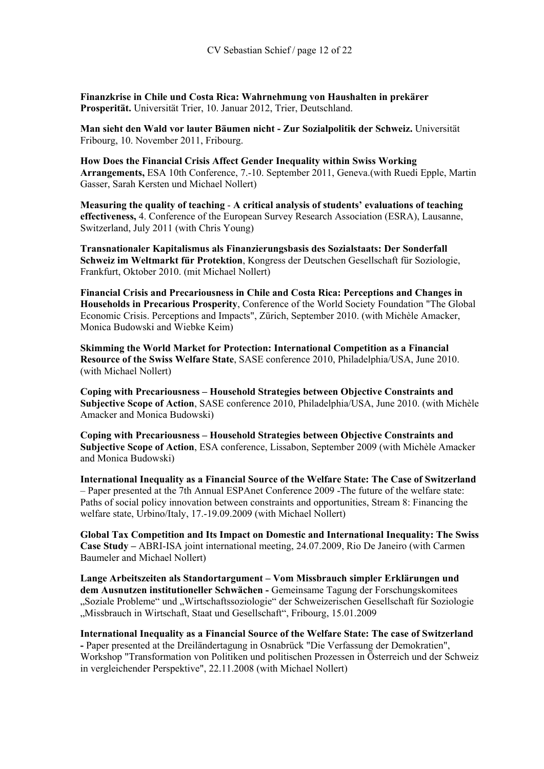**Finanzkrise in Chile und Costa Rica: Wahrnehmung von Haushalten in prekärer Prosperität.** Universität Trier, 10. Januar 2012, Trier, Deutschland.

**Man sieht den Wald vor lauter Bäumen nicht - Zur Sozialpolitik der Schweiz.** Universität Fribourg, 10. November 2011, Fribourg.

**How Does the Financial Crisis Affect Gender Inequality within Swiss Working Arrangements,** ESA 10th Conference, 7.-10. September 2011, Geneva.(with Ruedi Epple, Martin Gasser, Sarah Kersten und Michael Nollert)

**Measuring the quality of teaching - A critical analysis of students' evaluations of teaching effectiveness,** 4. Conference of the European Survey Research Association (ESRA), Lausanne, Switzerland, July 2011 (with Chris Young)

**Transnationaler Kapitalismus als Finanzierungsbasis des Sozialstaats: Der Sonderfall Schweiz im Weltmarkt für Protektion**, Kongress der Deutschen Gesellschaft für Soziologie, Frankfurt, Oktober 2010. (mit Michael Nollert)

**Financial Crisis and Precariousness in Chile and Costa Rica: Perceptions and Changes in Households in Precarious Prosperity**, Conference of the World Society Foundation "The Global Economic Crisis. Perceptions and Impacts", Zürich, September 2010. (with Michèle Amacker, Monica Budowski and Wiebke Keim)

**Skimming the World Market for Protection: International Competition as a Financial Resource of the Swiss Welfare State**, SASE conference 2010, Philadelphia/USA, June 2010. (with Michael Nollert)

**Coping with Precariousness – Household Strategies between Objective Constraints and Subjective Scope of Action**, SASE conference 2010, Philadelphia/USA, June 2010. (with Michèle Amacker and Monica Budowski)

**Coping with Precariousness – Household Strategies between Objective Constraints and Subjective Scope of Action**, ESA conference, Lissabon, September 2009 (with Michèle Amacker and Monica Budowski)

**International Inequality as a Financial Source of the Welfare State: The Case of Switzerland** – Paper presented at the 7th Annual ESPAnet Conference 2009 -The future of the welfare state: Paths of social policy innovation between constraints and opportunities, Stream 8: Financing the welfare state, Urbino/Italy, 17.-19.09.2009 (with Michael Nollert)

**Global Tax Competition and Its Impact on Domestic and International Inequality: The Swiss Case Study –** ABRI-ISA joint international meeting, 24.07.2009, Rio De Janeiro (with Carmen Baumeler and Michael Nollert)

**Lange Arbeitszeiten als Standortargument – Vom Missbrauch simpler Erklärungen und dem Ausnutzen institutioneller Schwächen -** Gemeinsame Tagung der Forschungskomitees „Soziale Probleme" und „Wirtschaftssoziologie" der Schweizerischen Gesellschaft für Soziologie „Missbrauch in Wirtschaft, Staat und Gesellschaft", Fribourg, 15.01.2009

**International Inequality as a Financial Source of the Welfare State: The case of Switzerland -** Paper presented at the Dreiländertagung in Osnabrück "Die Verfassung der Demokratien", Workshop "Transformation von Politiken und politischen Prozessen in Österreich und der Schweiz in vergleichender Perspektive", 22.11.2008 (with Michael Nollert)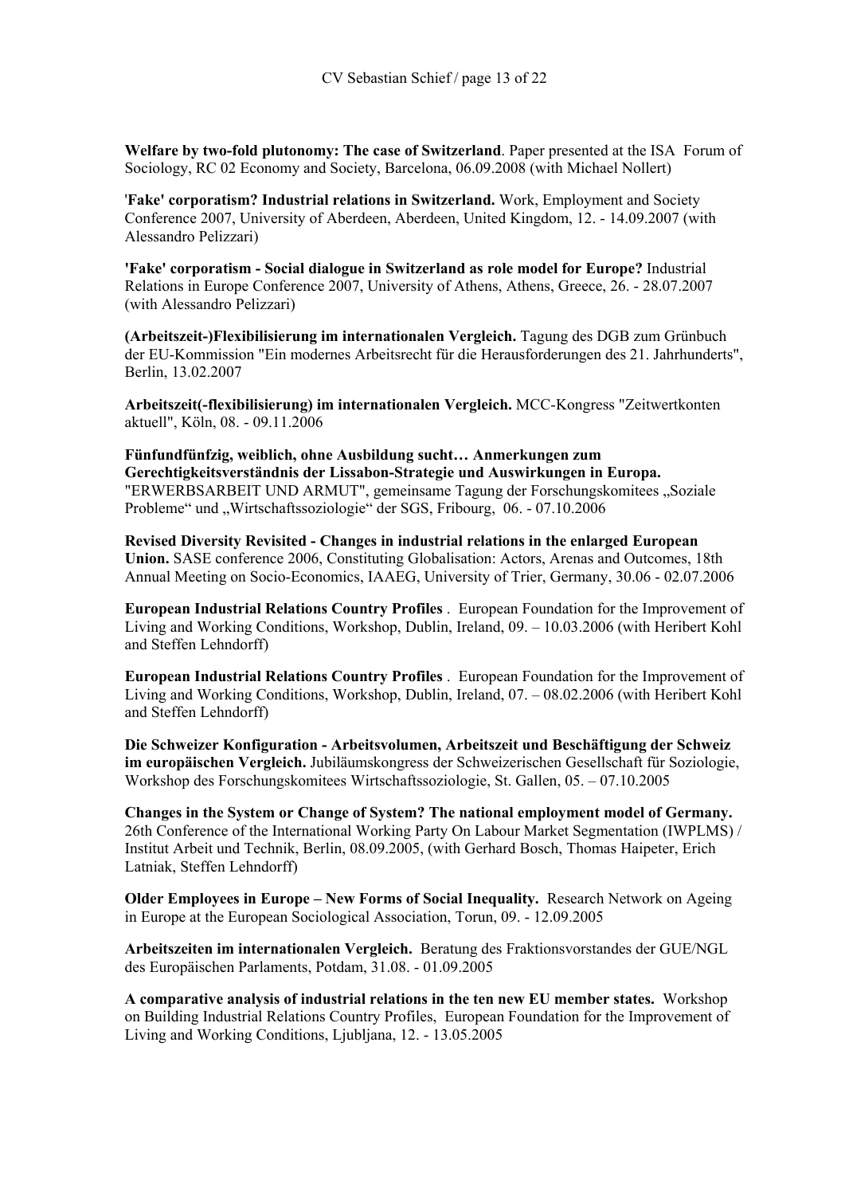**Welfare by two-fold plutonomy: The case of Switzerland**. Paper presented at the ISA Forum of Sociology, RC 02 Economy and Society, Barcelona, 06.09.2008 (with Michael Nollert)

'**Fake' corporatism? Industrial relations in Switzerland.** Work, Employment and Society Conference 2007, University of Aberdeen, Aberdeen, United Kingdom, 12. - 14.09.2007 (with Alessandro Pelizzari)

**'Fake' corporatism - Social dialogue in Switzerland as role model for Europe?** Industrial Relations in Europe Conference 2007, University of Athens, Athens, Greece, 26. - 28.07.2007 (with Alessandro Pelizzari)

**(Arbeitszeit-)Flexibilisierung im internationalen Vergleich.** Tagung des DGB zum Grünbuch der EU-Kommission "Ein modernes Arbeitsrecht für die Herausforderungen des 21. Jahrhunderts", Berlin, 13.02.2007

**Arbeitszeit(-flexibilisierung) im internationalen Vergleich.** MCC-Kongress "Zeitwertkonten aktuell", Köln, 08. - 09.11.2006

**Fünfundfünfzig, weiblich, ohne Ausbildung sucht… Anmerkungen zum Gerechtigkeitsverständnis der Lissabon-Strategie und Auswirkungen in Europa.** "ERWERBSARBEIT UND ARMUT", gemeinsame Tagung der Forschungskomitees „Soziale Probleme“ und „Wirtschaftssoziologie“ der SGS, Fribourg, 06. - 07.10.2006

**Revised Diversity Revisited - Changes in industrial relations in the enlarged European Union.** SASE conference 2006, Constituting Globalisation: Actors, Arenas and Outcomes, 18th Annual Meeting on Socio-Economics, IAAEG, University of Trier, Germany, 30.06 - 02.07.2006

**European Industrial Relations Country Profiles** . European Foundation for the Improvement of Living and Working Conditions, Workshop, Dublin, Ireland, 09. – 10.03.2006 (with Heribert Kohl and Steffen Lehndorff)

**European Industrial Relations Country Profiles** . European Foundation for the Improvement of Living and Working Conditions, Workshop, Dublin, Ireland, 07. – 08.02.2006 (with Heribert Kohl and Steffen Lehndorff)

**Die Schweizer Konfiguration - Arbeitsvolumen, Arbeitszeit und Beschäftigung der Schweiz im europäischen Vergleich.** Jubiläumskongress der Schweizerischen Gesellschaft für Soziologie, Workshop des Forschungskomitees Wirtschaftssoziologie, St. Gallen, 05. – 07.10.2005

**Changes in the System or Change of System? The national employment model of Germany.** 26th Conference of the International Working Party On Labour Market Segmentation (IWPLMS) / Institut Arbeit und Technik, Berlin, 08.09.2005, (with Gerhard Bosch, Thomas Haipeter, Erich Latniak, Steffen Lehndorff)

**Older Employees in Europe – New Forms of Social Inequality.** Research Network on Ageing in Europe at the European Sociological Association, Torun, 09. - 12.09.2005

**Arbeitszeiten im internationalen Vergleich.** Beratung des Fraktionsvorstandes der GUE/NGL des Europäischen Parlaments, Potdam, 31.08. - 01.09.2005

**A comparative analysis of industrial relations in the ten new EU member states.** Workshop on Building Industrial Relations Country Profiles, European Foundation for the Improvement of Living and Working Conditions, Ljubljana, 12. - 13.05.2005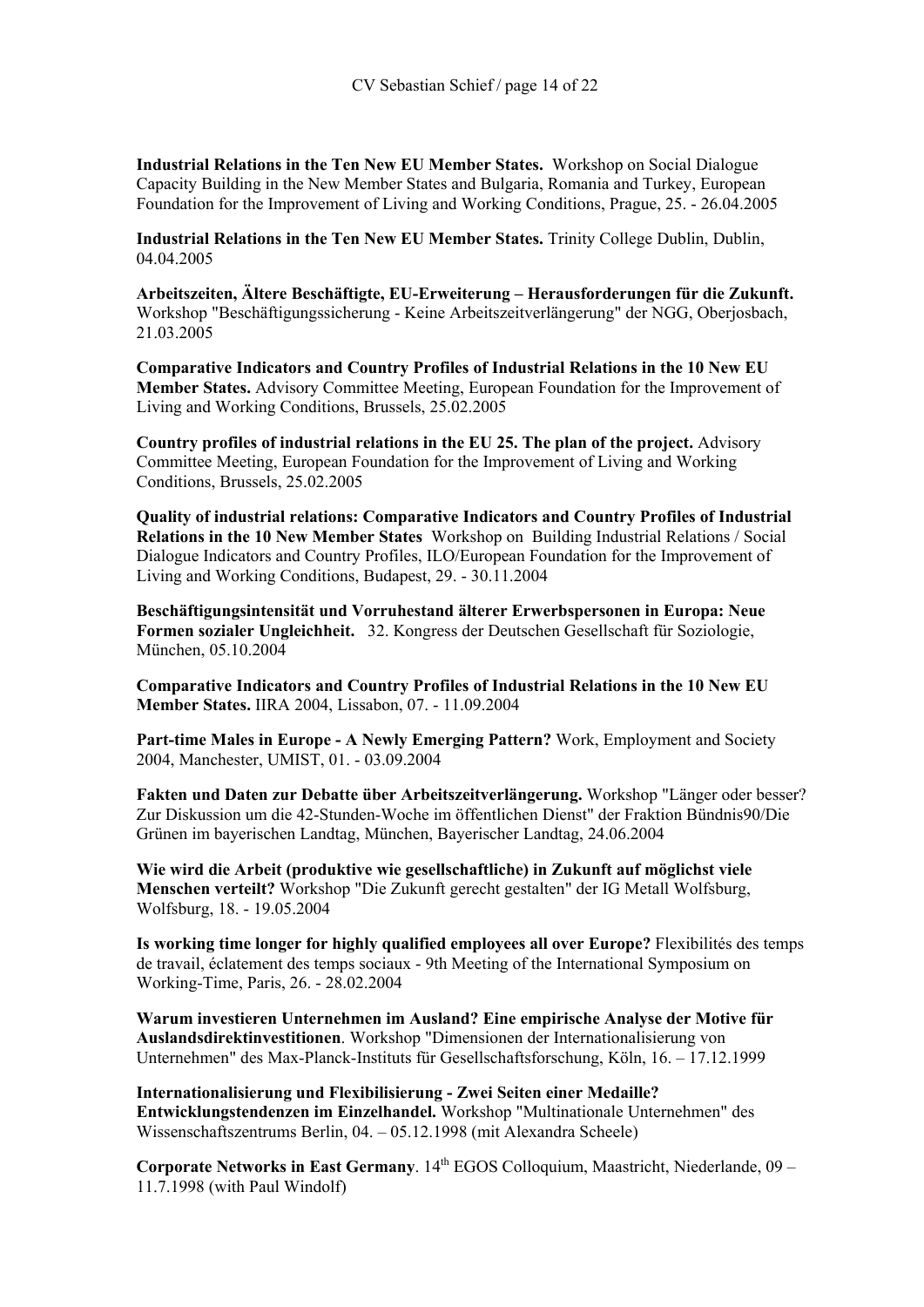**Industrial Relations in the Ten New EU Member States.** Workshop on Social Dialogue Capacity Building in the New Member States and Bulgaria, Romania and Turkey, European Foundation for the Improvement of Living and Working Conditions, Prague, 25. - 26.04.2005

**Industrial Relations in the Ten New EU Member States.** Trinity College Dublin, Dublin, 04.04.2005

**Arbeitszeiten, Ältere Beschäftigte, EU-Erweiterung – Herausforderungen für die Zukunft.** Workshop "Beschäftigungssicherung - Keine Arbeitszeitverlängerung" der NGG, Oberjosbach, 21.03.2005

**Comparative Indicators and Country Profiles of Industrial Relations in the 10 New EU Member States.** Advisory Committee Meeting, European Foundation for the Improvement of Living and Working Conditions, Brussels, 25.02.2005

**Country profiles of industrial relations in the EU 25. The plan of the project.** Advisory Committee Meeting, European Foundation for the Improvement of Living and Working Conditions, Brussels, 25.02.2005

**Quality of industrial relations: Comparative Indicators and Country Profiles of Industrial Relations in the 10 New Member States** Workshop on Building Industrial Relations / Social Dialogue Indicators and Country Profiles, ILO/European Foundation for the Improvement of Living and Working Conditions, Budapest, 29. - 30.11.2004

**Beschäftigungsintensität und Vorruhestand älterer Erwerbspersonen in Europa: Neue Formen sozialer Ungleichheit.** 32. Kongress der Deutschen Gesellschaft für Soziologie, München, 05.10.2004

**Comparative Indicators and Country Profiles of Industrial Relations in the 10 New EU Member States.** IIRA 2004, Lissabon, 07. - 11.09.2004

**Part-time Males in Europe - A Newly Emerging Pattern?** Work, Employment and Society 2004, Manchester, UMIST, 01. - 03.09.2004

**Fakten und Daten zur Debatte über Arbeitszeitverlängerung.** Workshop "Länger oder besser? Zur Diskussion um die 42-Stunden-Woche im öffentlichen Dienst" der Fraktion Bündnis90/Die Grünen im bayerischen Landtag, München, Bayerischer Landtag, 24.06.2004

**Wie wird die Arbeit (produktive wie gesellschaftliche) in Zukunft auf möglichst viele Menschen verteilt?** Workshop "Die Zukunft gerecht gestalten" der IG Metall Wolfsburg, Wolfsburg, 18. - 19.05.2004

**Is working time longer for highly qualified employees all over Europe?** Flexibilités des temps de travail, éclatement des temps sociaux - 9th Meeting of the International Symposium on Working-Time, Paris, 26. - 28.02.2004

**Warum investieren Unternehmen im Ausland? Eine empirische Analyse der Motive für Auslandsdirektinvestitionen**. Workshop "Dimensionen der Internationalisierung von Unternehmen" des Max-Planck-Instituts für Gesellschaftsforschung, Köln, 16. – 17.12.1999

**Internationalisierung und Flexibilisierung - Zwei Seiten einer Medaille? Entwicklungstendenzen im Einzelhandel.** Workshop "Multinationale Unternehmen" des Wissenschaftszentrums Berlin, 04. – 05.12.1998 (mit Alexandra Scheele)

**Corporate Networks in East Germany**. 14th EGOS Colloquium, Maastricht, Niederlande, 09 – 11.7.1998 (with Paul Windolf)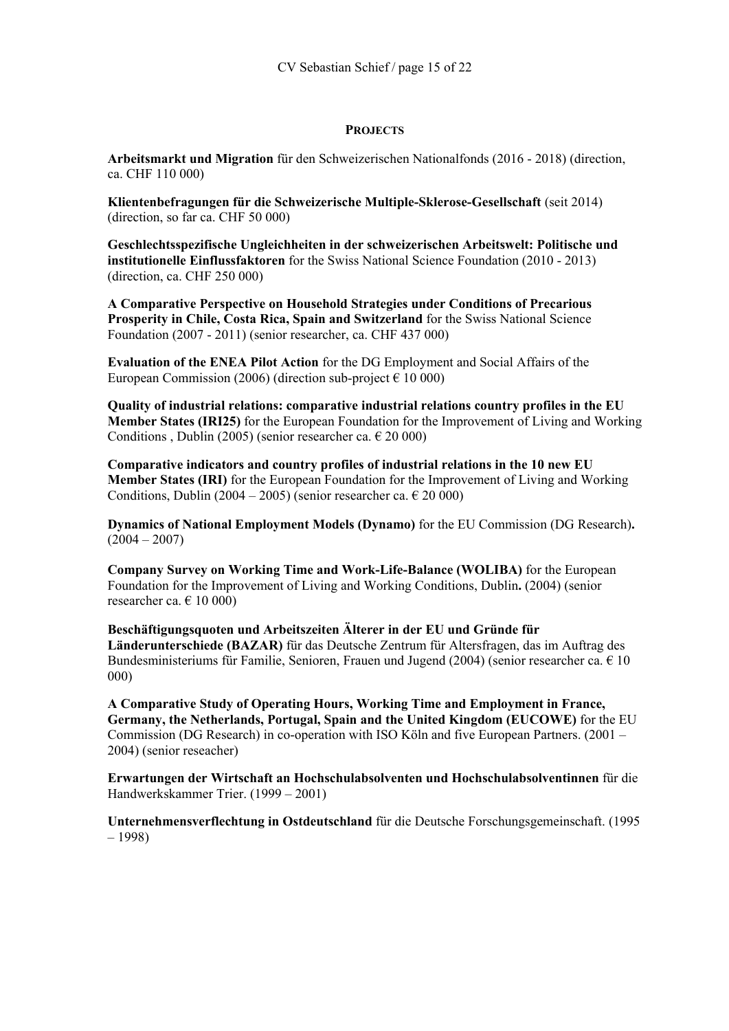## Projects

**Arbeitsmarkt und Migration** für den Schweizerischen Nationalfonds (2016 - 2018) (direction, ca. CHF 110 000)

**Klientenbefragungen für die Schweizerische Multiple-Sklerose-Gesellschaft** (seit 2014) (direction, so far ca. CHF 50 000)

**Geschlechtsspezifische Ungleichheiten in der schweizerischen Arbeitswelt: Politische und institutionelle Einflussfaktoren** for the Swiss National Science Foundation (2010 - 2013) (direction, ca. CHF 250 000)

**A Comparative Perspective on Household Strategies under Conditions of Precarious Prosperity in Chile, Costa Rica, Spain and Switzerland** for the Swiss National Science Foundation (2007 - 2011) (senior researcher, ca. CHF 437 000)

**Evaluation of the ENEA Pilot Action** for the DG Employment and Social Affairs of the European Commission (2006) (direction sub-project € 10 000)

**Quality of industrial relations: comparative industrial relations country profiles in the EU Member States (IRI25)** for the European Foundation for the Improvement of Living and Working Conditions , Dublin (2005) (senior researcher ca. € 20 000)

**Comparative indicators and country profiles of industrial relations in the 10 new EU Member States (IRI)** for the European Foundation for the Improvement of Living and Working Conditions, Dublin (2004 – 2005) (senior researcher ca. € 20 000)

**Dynamics of National Employment Models (Dynamo)** for the EU Commission (DG Research)**.** (2004 – 2007)

**Company Survey on Working Time and Work-Life-Balance (WOLIBA)** for the European Foundation for the Improvement of Living and Working Conditions, Dublin**.** (2004) (senior researcher ca. € 10 000)

**Beschäftigungsquoten und Arbeitszeiten Älterer in der EU und Gründe für Länderunterschiede (BAZAR)** für das Deutsche Zentrum für Altersfragen, das im Auftrag des Bundesministeriums für Familie, Senioren, Frauen und Jugend (2004) (senior researcher ca. € 10 000)

**A Comparative Study of Operating Hours, Working Time and Employment in France, Germany, the Netherlands, Portugal, Spain and the United Kingdom (EUCOWE)** for the EU Commission (DG Research) in co-operation with ISO Köln and five European Partners. (2001 – 2004) (senior reseacher)

**Erwartungen der Wirtschaft an Hochschulabsolventen und Hochschulabsolventinnen** für die Handwerkskammer Trier. (1999 – 2001)

**Unternehmensverflechtung in Ostdeutschland** für die Deutsche Forschungsgemeinschaft. (1995 – 1998)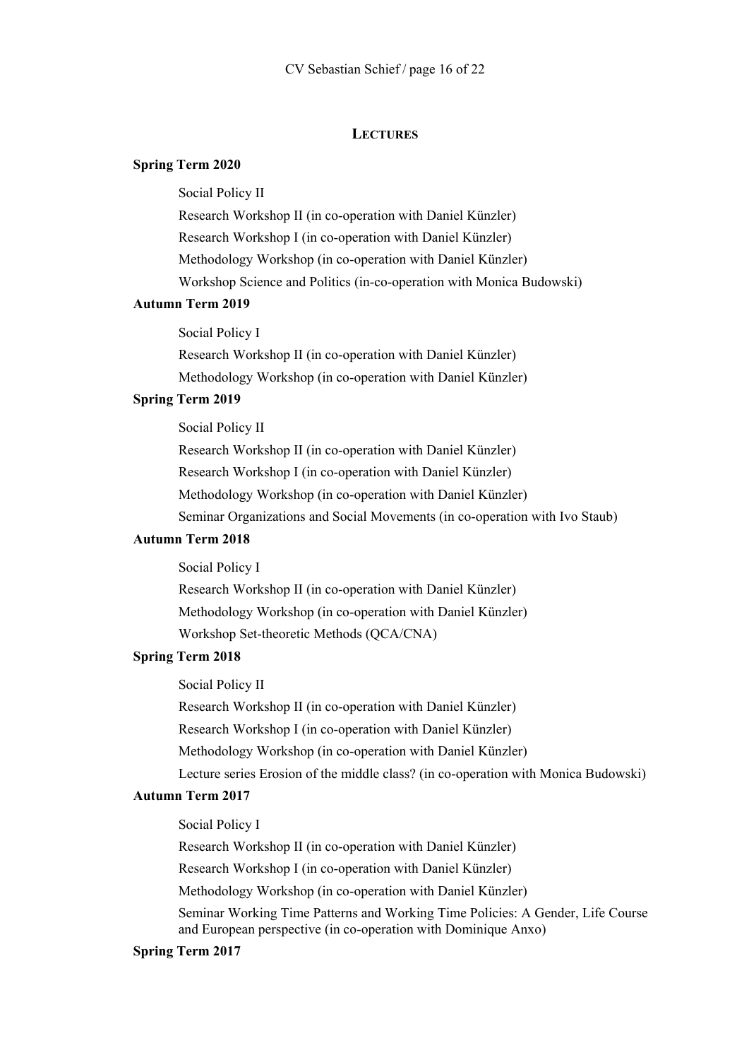## Lectures

**Spring Term 2020**

Social Policy II

Research Workshop II (in co-operation with Daniel Künzler)

Research Workshop I (in co-operation with Daniel Künzler)

Methodology Workshop (in co-operation with Daniel Künzler)

Workshop Science and Politics (in-co-operation with Monica Budowski)

**Autumn Term 2019**

Social Policy I

Research Workshop II (in co-operation with Daniel Künzler)

Methodology Workshop (in co-operation with Daniel Künzler)

**Spring Term 2019**

Social Policy II

Research Workshop II (in co-operation with Daniel Künzler)

Research Workshop I (in co-operation with Daniel Künzler)

Methodology Workshop (in co-operation with Daniel Künzler)

Seminar Organizations and Social Movements (in co-operation with Ivo Staub)

**Autumn Term 2018**

Social Policy I

Research Workshop II (in co-operation with Daniel Künzler)

Methodology Workshop (in co-operation with Daniel Künzler)

Workshop Set-theoretic Methods (QCA/CNA)

**Spring Term 2018**

Social Policy II

Research Workshop II (in co-operation with Daniel Künzler)

Research Workshop I (in co-operation with Daniel Künzler)

Methodology Workshop (in co-operation with Daniel Künzler)

Lecture series Erosion of the middle class? (in co-operation with Monica Budowski)

**Autumn Term 2017**

Social Policy I

Research Workshop II (in co-operation with Daniel Künzler)

Research Workshop I (in co-operation with Daniel Künzler)

Methodology Workshop (in co-operation with Daniel Künzler)

Seminar Working Time Patterns and Working Time Policies: A Gender, Life Course and European perspective (in co-operation with Dominique Anxo)

**Spring Term 2017**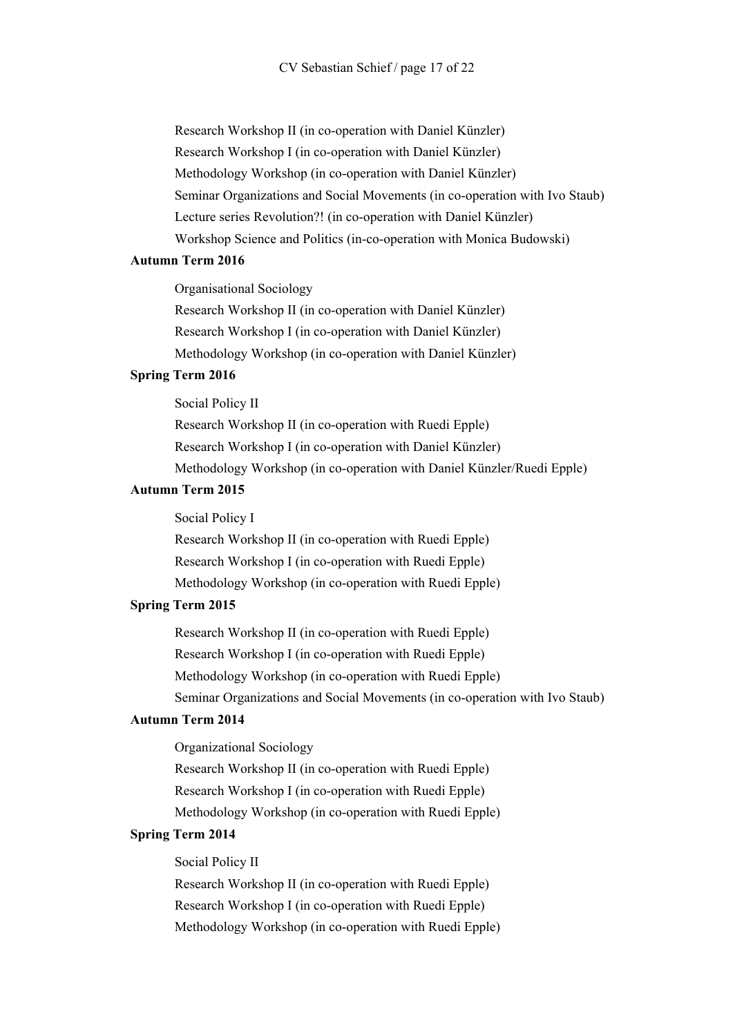Research Workshop II (in co-operation with Daniel Künzler)

Research Workshop I (in co-operation with Daniel Künzler)

Methodology Workshop (in co-operation with Daniel Künzler)

Seminar Organizations and Social Movements (in co-operation with Ivo Staub)

Lecture series Revolution?! (in co-operation with Daniel Künzler)

Workshop Science and Politics (in-co-operation with Monica Budowski)

**Autumn Term 2016**

Organisational Sociology

Research Workshop II (in co-operation with Daniel Künzler)

Research Workshop I (in co-operation with Daniel Künzler)

Methodology Workshop (in co-operation with Daniel Künzler)

**Spring Term 2016**

Social Policy II

Research Workshop II (in co-operation with Ruedi Epple)

Research Workshop I (in co-operation with Daniel Künzler)

Methodology Workshop (in co-operation with Daniel Künzler/Ruedi Epple)

**Autumn Term 2015**

Social Policy I

Research Workshop II (in co-operation with Ruedi Epple)

Research Workshop I (in co-operation with Ruedi Epple)

Methodology Workshop (in co-operation with Ruedi Epple)

**Spring Term 2015**

Research Workshop II (in co-operation with Ruedi Epple)

Research Workshop I (in co-operation with Ruedi Epple)

Methodology Workshop (in co-operation with Ruedi Epple)

Seminar Organizations and Social Movements (in co-operation with Ivo Staub)

**Autumn Term 2014**

Organizational Sociology

Research Workshop II (in co-operation with Ruedi Epple)

Research Workshop I (in co-operation with Ruedi Epple)

Methodology Workshop (in co-operation with Ruedi Epple)

**Spring Term 2014**

Social Policy II

Research Workshop II (in co-operation with Ruedi Epple)

Research Workshop I (in co-operation with Ruedi Epple)

Methodology Workshop (in co-operation with Ruedi Epple)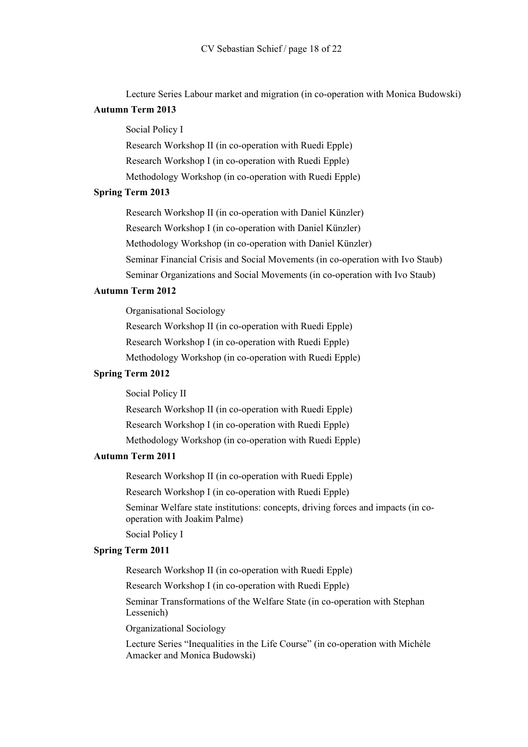Lecture Series Labour market and migration (in co-operation with Monica Budowski)

**Autumn Term 2013**

Social Policy I

Research Workshop II (in co-operation with Ruedi Epple)

Research Workshop I (in co-operation with Ruedi Epple)

Methodology Workshop (in co-operation with Ruedi Epple)

**Spring Term 2013**

Research Workshop II (in co-operation with Daniel Künzler)

Research Workshop I (in co-operation with Daniel Künzler)

Methodology Workshop (in co-operation with Daniel Künzler)

Seminar Financial Crisis and Social Movements (in co-operation with Ivo Staub)

Seminar Organizations and Social Movements (in co-operation with Ivo Staub)

**Autumn Term 2012**

Organisational Sociology

Research Workshop II (in co-operation with Ruedi Epple)

Research Workshop I (in co-operation with Ruedi Epple)

Methodology Workshop (in co-operation with Ruedi Epple)

**Spring Term 2012**

Social Policy II

Research Workshop II (in co-operation with Ruedi Epple)

Research Workshop I (in co-operation with Ruedi Epple)

Methodology Workshop (in co-operation with Ruedi Epple)

**Autumn Term 2011**

Research Workshop II (in co-operation with Ruedi Epple)

Research Workshop I (in co-operation with Ruedi Epple)

Seminar Welfare state institutions: concepts, driving forces and impacts (in co-operation with Joakim Palme)

Social Policy I

**Spring Term 2011**

Research Workshop II (in co-operation with Ruedi Epple)

Research Workshop I (in co-operation with Ruedi Epple)

Seminar Transformations of the Welfare State (in co-operation with Stephan Lessenich)

Organizational Sociology

Lecture Series “Inequalities in the Life Course” (in co-operation with Michèle Amacker and Monica Budowski)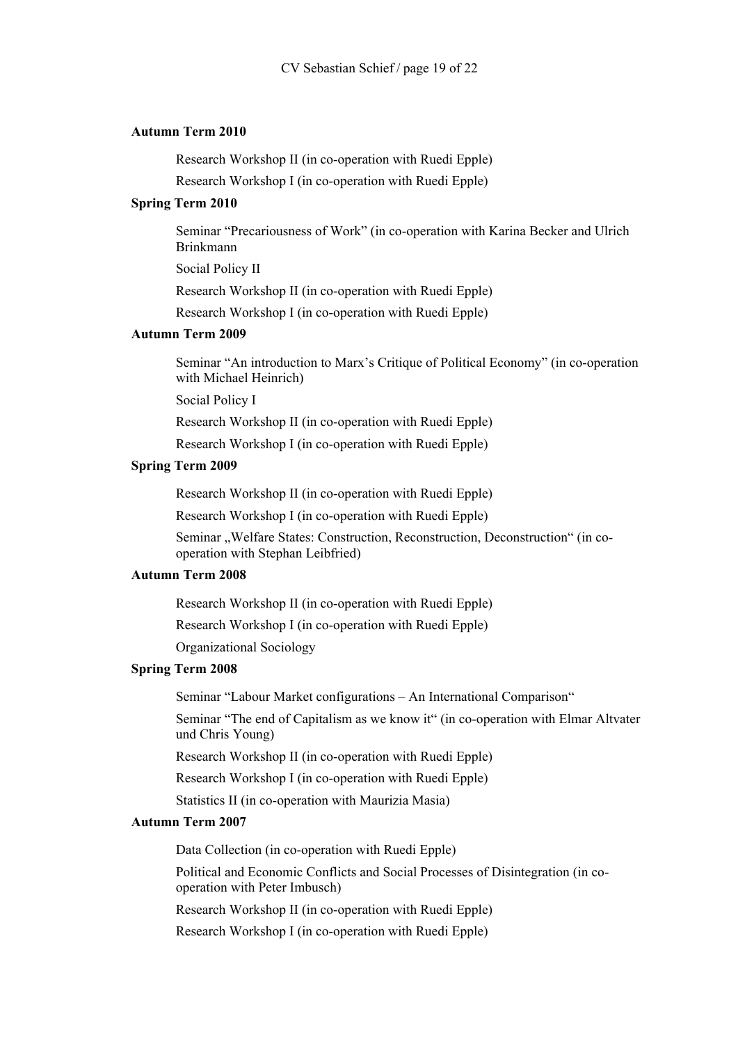**Autumn Term 2010**

Research Workshop II (in co-operation with Ruedi Epple)

Research Workshop I (in co-operation with Ruedi Epple)

**Spring Term 2010**

Seminar "Precariousness of Work" (in co-operation with Karina Becker and Ulrich Brinkmann

Social Policy II

Research Workshop II (in co-operation with Ruedi Epple)

Research Workshop I (in co-operation with Ruedi Epple)

**Autumn Term 2009**

Seminar "An introduction to Marx's Critique of Political Economy" (in co-operation with Michael Heinrich)

Social Policy I

Research Workshop II (in co-operation with Ruedi Epple)

Research Workshop I (in co-operation with Ruedi Epple)

**Spring Term 2009**

Research Workshop II (in co-operation with Ruedi Epple)

Research Workshop I (in co-operation with Ruedi Epple)

Seminar „Welfare States: Construction, Reconstruction, Deconstruction" (in co-operation with Stephan Leibfried)

**Autumn Term 2008**

Research Workshop II (in co-operation with Ruedi Epple)

Research Workshop I (in co-operation with Ruedi Epple)

Organizational Sociology

**Spring Term 2008**

Seminar "Labour Market configurations – An International Comparison"

Seminar "The end of Capitalism as we know it" (in co-operation with Elmar Altvater und Chris Young)

Research Workshop II (in co-operation with Ruedi Epple)

Research Workshop I (in co-operation with Ruedi Epple)

Statistics II (in co-operation with Maurizia Masia)

**Autumn Term 2007**

Data Collection (in co-operation with Ruedi Epple)

Political and Economic Conflicts and Social Processes of Disintegration (in co-operation with Peter Imbusch)

Research Workshop II (in co-operation with Ruedi Epple)

Research Workshop I (in co-operation with Ruedi Epple)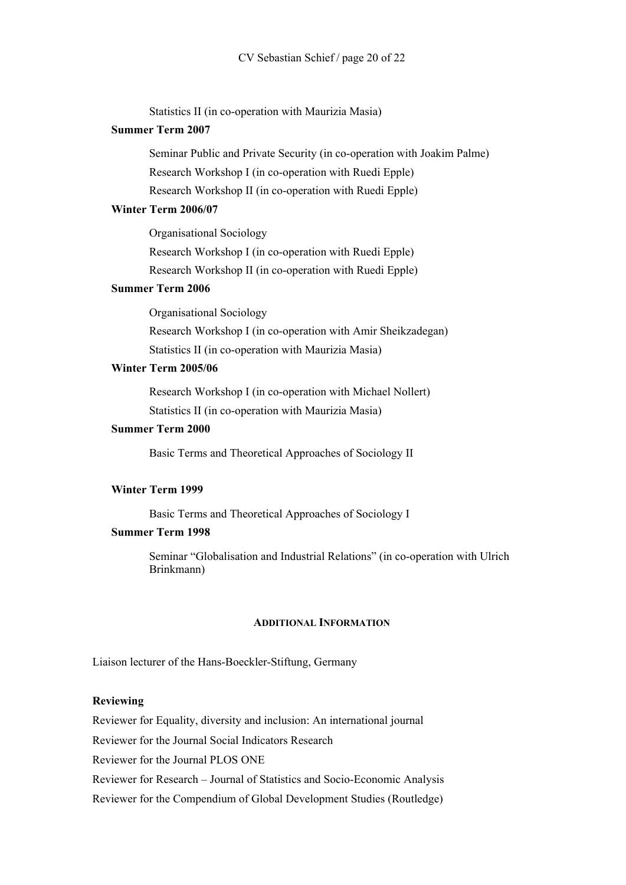Statistics II (in co-operation with Maurizia Masia)

**Summer Term 2007**

Seminar Public and Private Security (in co-operation with Joakim Palme)

Research Workshop I (in co-operation with Ruedi Epple)

Research Workshop II (in co-operation with Ruedi Epple)

**Winter Term 2006/07**

Organisational Sociology

Research Workshop I (in co-operation with Ruedi Epple)

Research Workshop II (in co-operation with Ruedi Epple)

**Summer Term 2006**

Organisational Sociology

Research Workshop I (in co-operation with Amir Sheikzadegan)

Statistics II (in co-operation with Maurizia Masia)

**Winter Term 2005/06**

Research Workshop I (in co-operation with Michael Nollert)

Statistics II (in co-operation with Maurizia Masia)

**Summer Term 2000**

Basic Terms and Theoretical Approaches of Sociology II

**Winter Term 1999**

Basic Terms and Theoretical Approaches of Sociology I

**Summer Term 1998**

Seminar "Globalisation and Industrial Relations" (in co-operation with Ulrich Brinkmann)

## ADDITIONAL INFORMATION

Liaison lecturer of the Hans-Boeckler-Stiftung, Germany

**Reviewing**

Reviewer for Equality, diversity and inclusion: An international journal

Reviewer for the Journal Social Indicators Research

Reviewer for the Journal PLOS ONE

Reviewer for Research – Journal of Statistics and Socio-Economic Analysis

Reviewer for the Compendium of Global Development Studies (Routledge)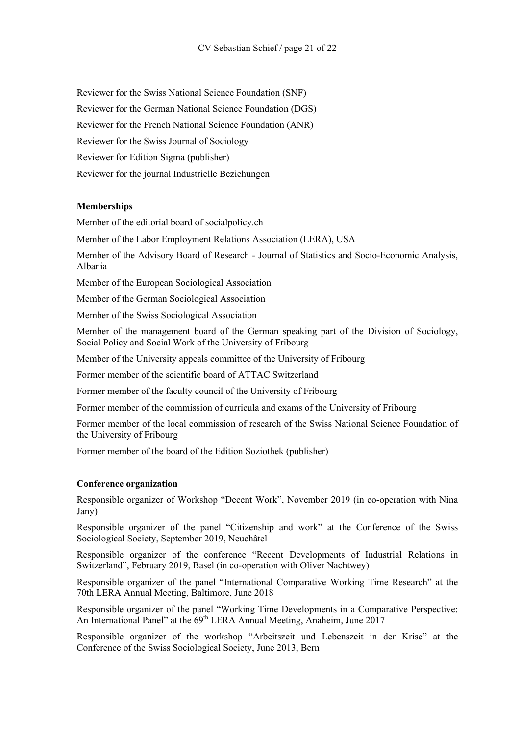Reviewer for the Swiss National Science Foundation (SNF)

Reviewer for the German National Science Foundation (DGS)

Reviewer for the French National Science Foundation (ANR)

Reviewer for the Swiss Journal of Sociology

Reviewer for Edition Sigma (publisher)

Reviewer for the journal Industrielle Beziehungen

**Memberships**

Member of the editorial board of socialpolicy.ch

Member of the Labor Employment Relations Association (LERA), USA

Member of the Advisory Board of Research - Journal of Statistics and Socio-Economic Analysis, Albania

Member of the European Sociological Association

Member of the German Sociological Association

Member of the Swiss Sociological Association

Member of the management board of the German speaking part of the Division of Sociology, Social Policy and Social Work of the University of Fribourg

Member of the University appeals committee of the University of Fribourg

Former member of the scientific board of ATTAC Switzerland

Former member of the faculty council of the University of Fribourg

Former member of the commission of curricula and exams of the University of Fribourg

Former member of the local commission of research of the Swiss National Science Foundation of the University of Fribourg

Former member of the board of the Edition Soziothek (publisher)

**Conference organization**

Responsible organizer of Workshop "Decent Work", November 2019 (in co-operation with Nina Jany)

Responsible organizer of the panel "Citizenship and work" at the Conference of the Swiss Sociological Society, September 2019, Neuchâtel

Responsible organizer of the conference "Recent Developments of Industrial Relations in Switzerland", February 2019, Basel (in co-operation with Oliver Nachtwey)

Responsible organizer of the panel "International Comparative Working Time Research" at the 70th LERA Annual Meeting, Baltimore, June 2018

Responsible organizer of the panel "Working Time Developments in a Comparative Perspective: An International Panel" at the 69th LERA Annual Meeting, Anaheim, June 2017

Responsible organizer of the workshop "Arbeitszeit und Lebenszeit in der Krise" at the Conference of the Swiss Sociological Society, June 2013, Bern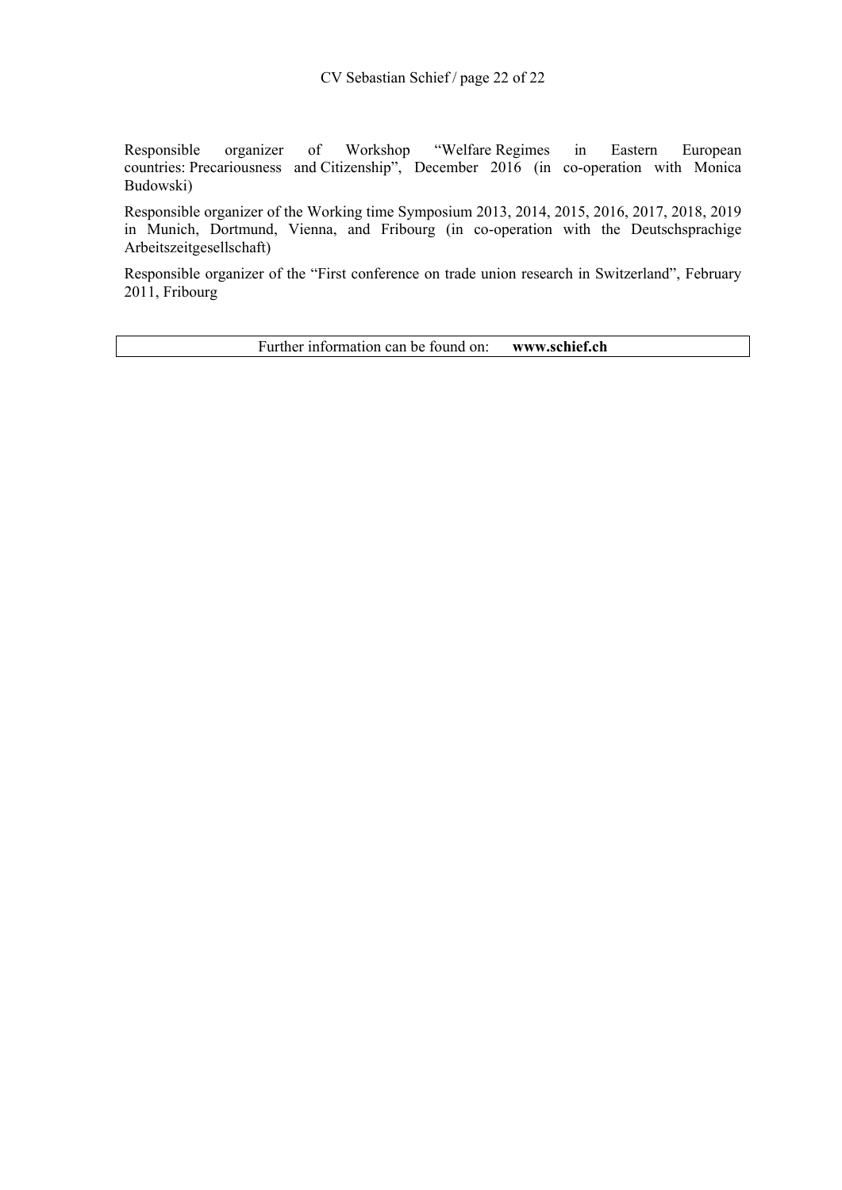Responsible organizer of Workshop "Welfare Regimes in Eastern European countries: Precariousness and Citizenship", December 2016 (in co-operation with Monica Budowski)

Responsible organizer of the Working time Symposium 2013, 2014, 2015, 2016, 2017, 2018, 2019 in Munich, Dortmund, Vienna, and Fribourg (in co-operation with the Deutschsprachige Arbeitszeitgesellschaft)

Responsible organizer of the "First conference on trade union research in Switzerland", February 2011, Fribourg

| Further information can be found on: **www.schief.ch** |
| --- |